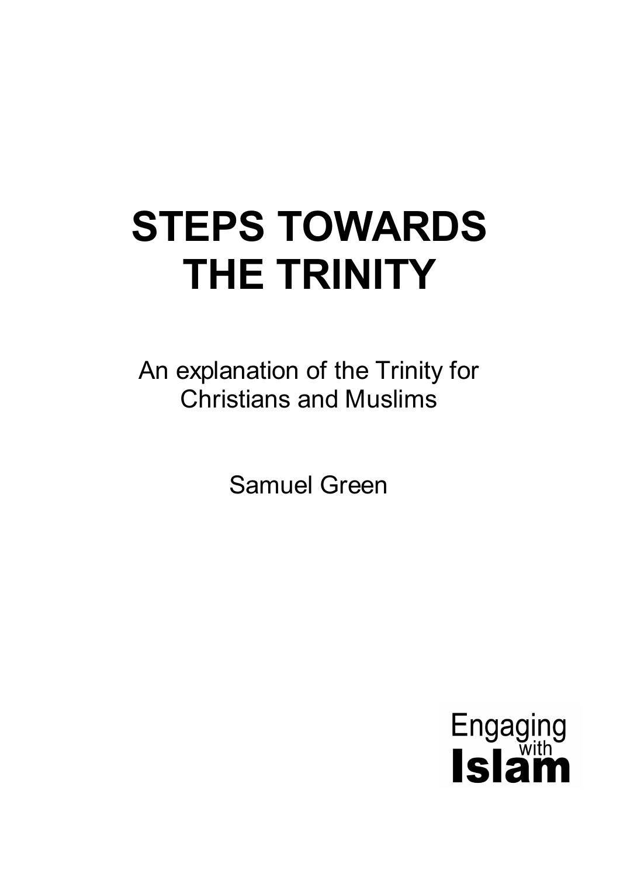# STEPS TOWARDS THE TRINITY

An explanation of the Trinity for Christians and Muslims

Samuel Green

Engaging with Islam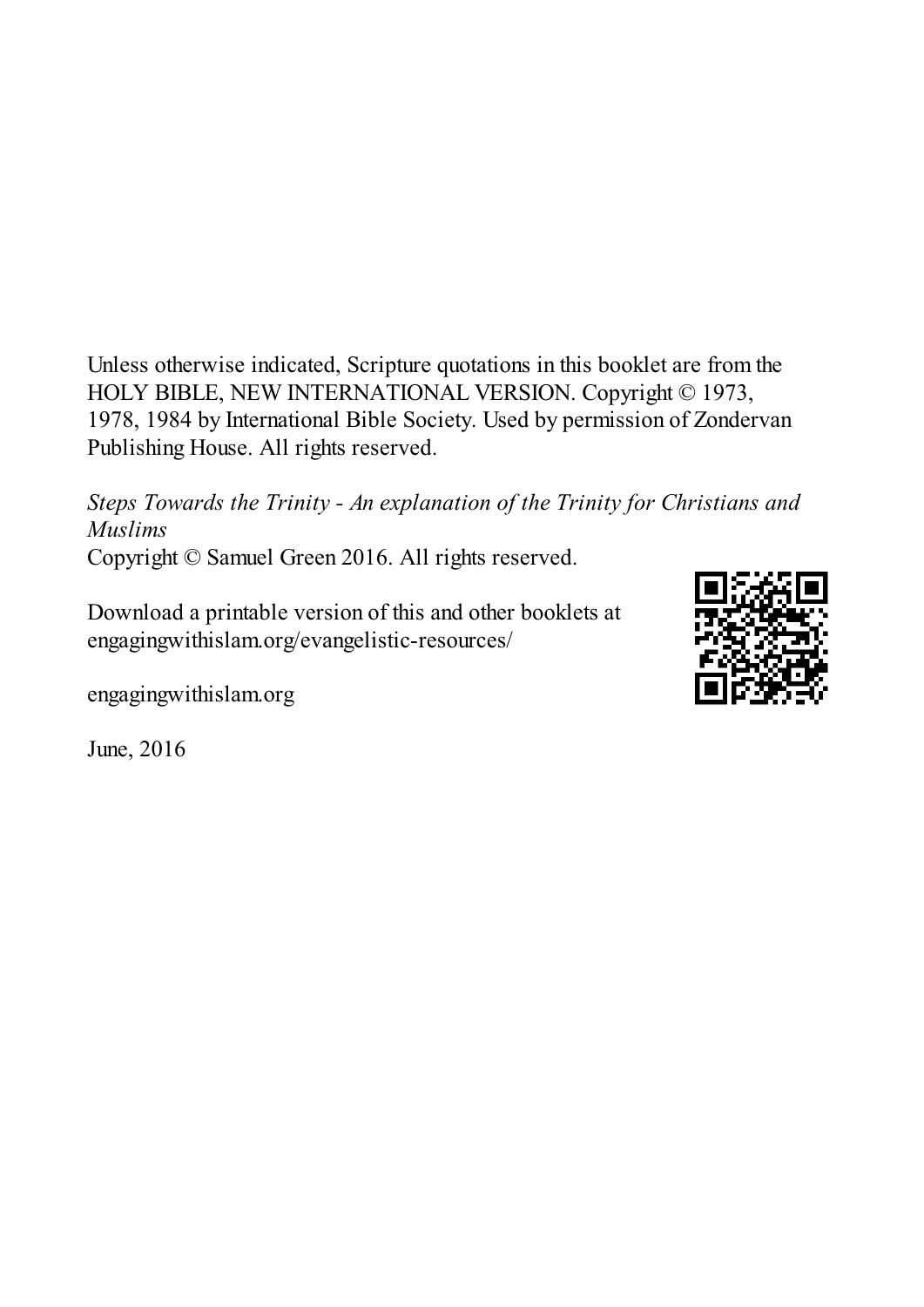Unless otherwise indicated, Scripture quotations in this booklet are from the HOLY BIBLE, NEW INTERNATIONAL VERSION. Copyright © 1973, 1978, 1984 by International Bible Society. Used by permission of Zondervan Publishing House. All rights reserved.

*Steps Towards the Trinity - An explanation of the Trinity for Christians and Muslims*
Copyright © Samuel Green 2016. All rights reserved.

Download a printable version of this and other booklets at engagingwithislam.org/evangelistic-resources/

engagingwithislam.org

June, 2016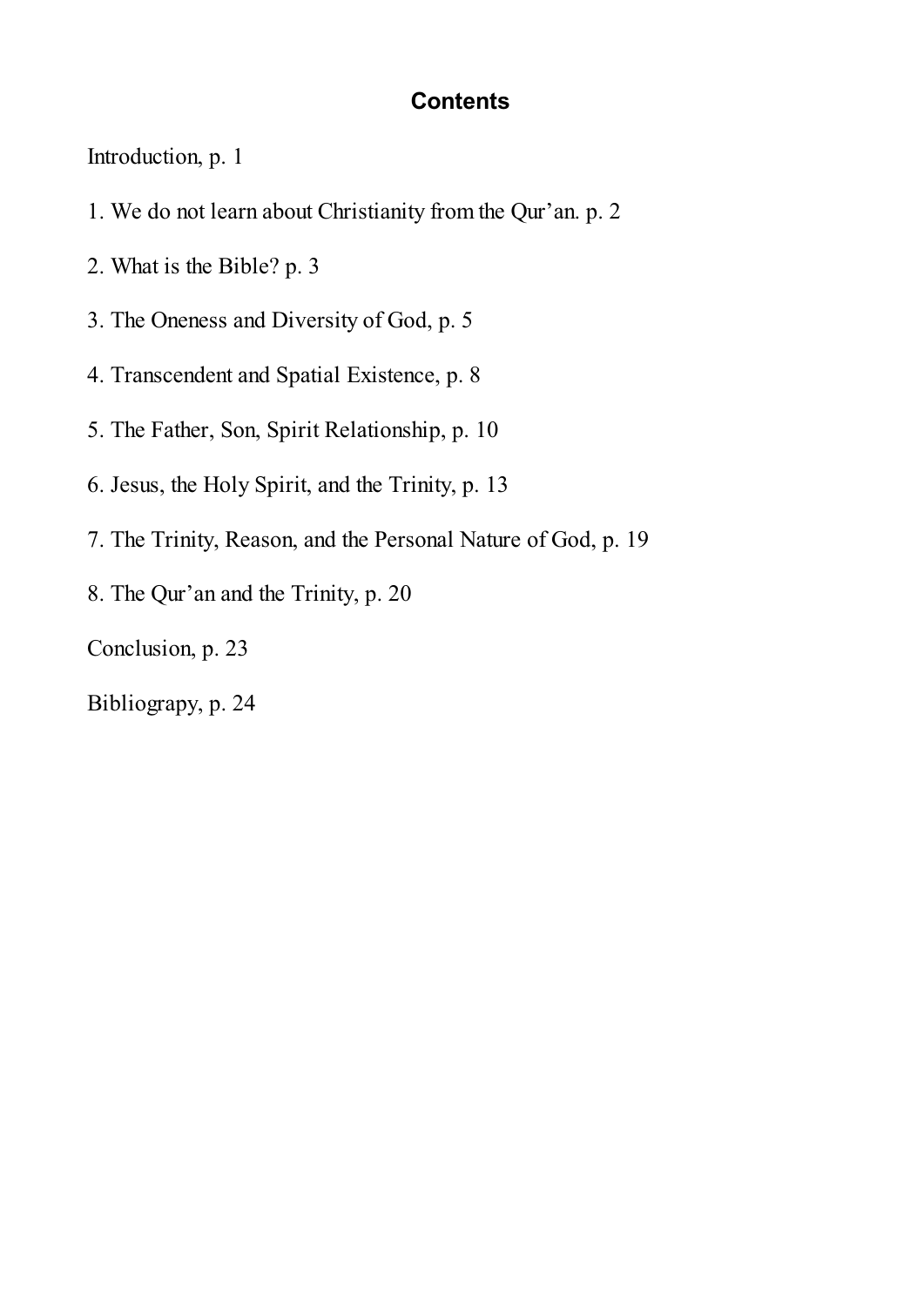# Contents

Introduction, p. 1

1. We do not learn about Christianity from the Qur'an. p. 2

2. What is the Bible? p. 3

3. The Oneness and Diversity of God, p. 5

4. Transcendent and Spatial Existence, p. 8

5. The Father, Son, Spirit Relationship, p. 10

6. Jesus, the Holy Spirit, and the Trinity, p. 13

7. The Trinity, Reason, and the Personal Nature of God, p. 19

8. The Qur'an and the Trinity, p. 20

Conclusion, p. 23

Bibliograpy, p. 24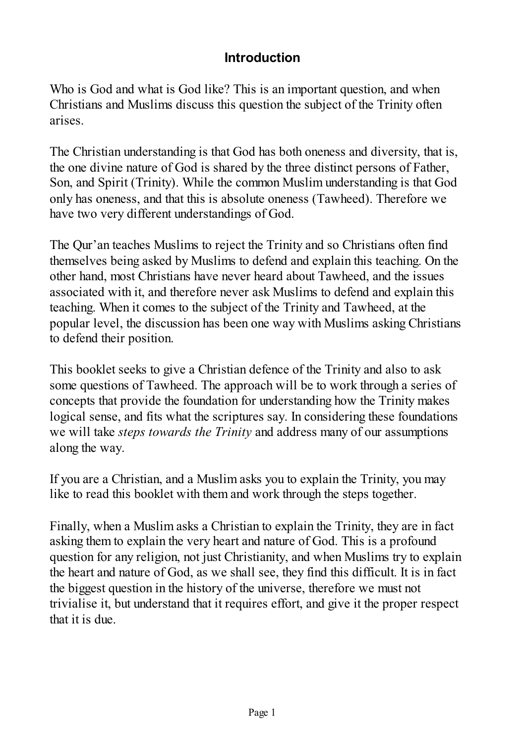## Introduction

Who is God and what is God like? This is an important question, and when Christians and Muslims discuss this question the subject of the Trinity often arises.

The Christian understanding is that God has both oneness and diversity, that is, the one divine nature of God is shared by the three distinct persons of Father, Son, and Spirit (Trinity). While the common Muslim understanding is that God only has oneness, and that this is absolute oneness (Tawheed). Therefore we have two very different understandings of God.

The Qur'an teaches Muslims to reject the Trinity and so Christians often find themselves being asked by Muslims to defend and explain this teaching. On the other hand, most Christians have never heard about Tawheed, and the issues associated with it, and therefore never ask Muslims to defend and explain this teaching. When it comes to the subject of the Trinity and Tawheed, at the popular level, the discussion has been one way with Muslims asking Christians to defend their position.

This booklet seeks to give a Christian defence of the Trinity and also to ask some questions of Tawheed. The approach will be to work through a series of concepts that provide the foundation for understanding how the Trinity makes logical sense, and fits what the scriptures say. In considering these foundations we will take *steps towards the Trinity* and address many of our assumptions along the way.

If you are a Christian, and a Muslim asks you to explain the Trinity, you may like to read this booklet with them and work through the steps together.

Finally, when a Muslim asks a Christian to explain the Trinity, they are in fact asking them to explain the very heart and nature of God. This is a profound question for any religion, not just Christianity, and when Muslims try to explain the heart and nature of God, as we shall see, they find this difficult. It is in fact the biggest question in the history of the universe, therefore we must not trivialise it, but understand that it requires effort, and give it the proper respect that it is due.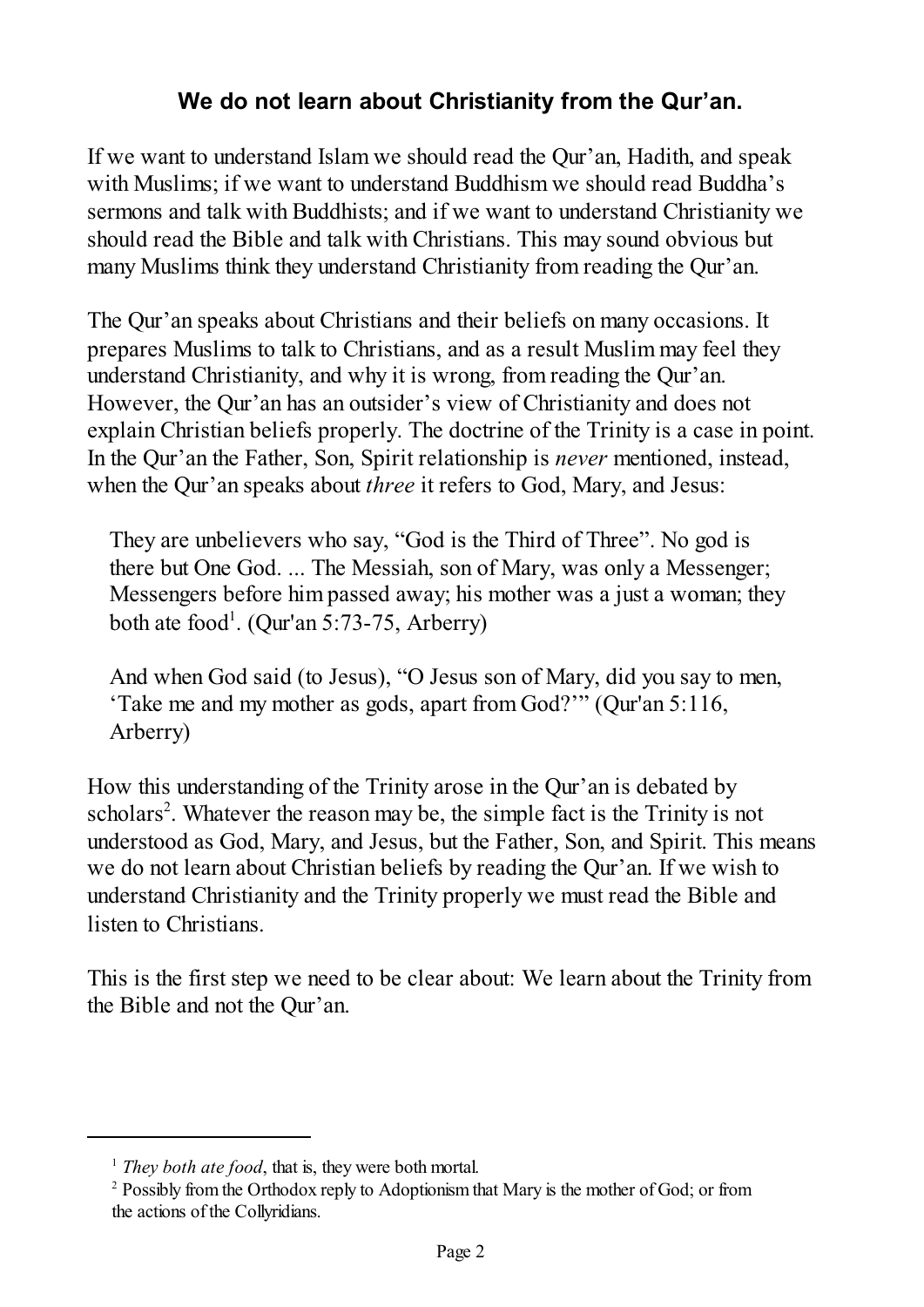## We do not learn about Christianity from the Qur'an.

If we want to understand Islam we should read the Qur'an, Hadith, and speak with Muslims; if we want to understand Buddhism we should read Buddha's sermons and talk with Buddhists; and if we want to understand Christianity we should read the Bible and talk with Christians. This may sound obvious but many Muslims think they understand Christianity from reading the Qur'an.

The Qur'an speaks about Christians and their beliefs on many occasions. It prepares Muslims to talk to Christians, and as a result Muslim may feel they understand Christianity, and why it is wrong, from reading the Qur'an. However, the Qur'an has an outsider's view of Christianity and does not explain Christian beliefs properly. The doctrine of the Trinity is a case in point. In the Qur'an the Father, Son, Spirit relationship is *never* mentioned, instead, when the Qur'an speaks about *three* it refers to God, Mary, and Jesus:

> They are unbelievers who say, "God is the Third of Three". No god is there but One God. ... The Messiah, son of Mary, was only a Messenger; Messengers before him passed away; his mother was a just a woman; they both ate food[1]. (Qur'an 5:73-75, Arberry)

> And when God said (to Jesus), "O Jesus son of Mary, did you say to men, 'Take me and my mother as gods, apart from God?'" (Qur'an 5:116, Arberry)

How this understanding of the Trinity arose in the Qur'an is debated by scholars[2]. Whatever the reason may be, the simple fact is the Trinity is not understood as God, Mary, and Jesus, but the Father, Son, and Spirit. This means we do not learn about Christian beliefs by reading the Qur'an. If we wish to understand Christianity and the Trinity properly we must read the Bible and listen to Christians.

This is the first step we need to be clear about: We learn about the Trinity from the Bible and not the Qur'an.

---

[1] *They both ate food*, that is, they were both mortal.

[2] Possibly from the Orthodox reply to Adoptionism that Mary is the mother of God; or from the actions of the Collyridians.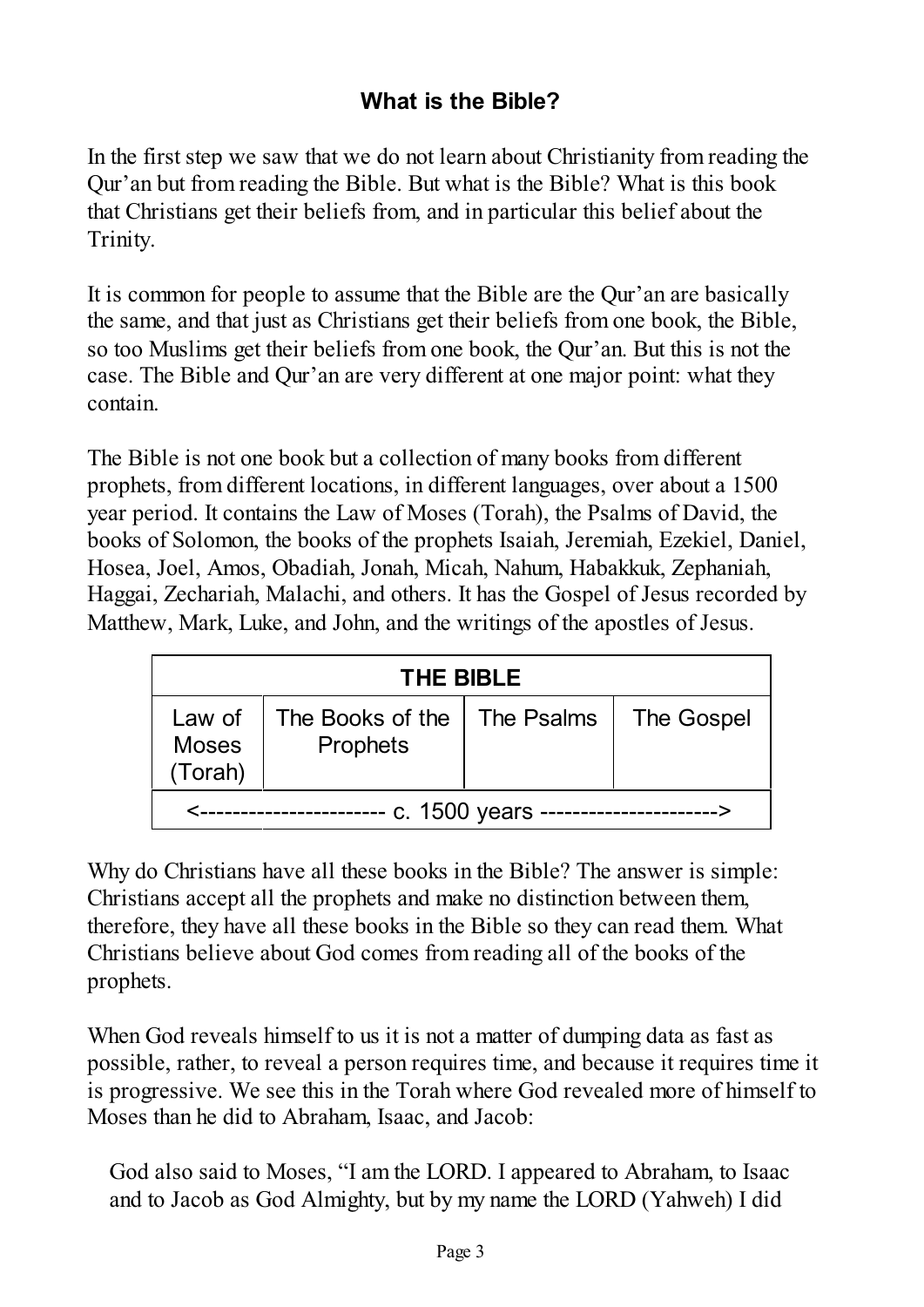## What is the Bible?

In the first step we saw that we do not learn about Christianity from reading the Qur'an but from reading the Bible. But what is the Bible? What is this book that Christians get their beliefs from, and in particular this belief about the Trinity.

It is common for people to assume that the Bible are the Qur'an are basically the same, and that just as Christians get their beliefs from one book, the Bible, so too Muslims get their beliefs from one book, the Qur'an. But this is not the case. The Bible and Qur'an are very different at one major point: what they contain.

The Bible is not one book but a collection of many books from different prophets, from different locations, in different languages, over about a 1500 year period. It contains the Law of Moses (Torah), the Psalms of David, the books of Solomon, the books of the prophets Isaiah, Jeremiah, Ezekiel, Daniel, Hosea, Joel, Amos, Obadiah, Jonah, Micah, Nahum, Habakkuk, Zephaniah, Haggai, Zechariah, Malachi, and others. It has the Gospel of Jesus recorded by Matthew, Mark, Luke, and John, and the writings of the apostles of Jesus.

| THE BIBLE | | | |
|---|---|---|---|
| Law of Moses (Torah) | The Books of the Prophets | The Psalms | The Gospel |
| <---------------------- c. 1500 years ----------------------> | | | |

Why do Christians have all these books in the Bible? The answer is simple: Christians accept all the prophets and make no distinction between them, therefore, they have all these books in the Bible so they can read them. What Christians believe about God comes from reading all of the books of the prophets.

When God reveals himself to us it is not a matter of dumping data as fast as possible, rather, to reveal a person requires time, and because it requires time it is progressive. We see this in the Torah where God revealed more of himself to Moses than he did to Abraham, Isaac, and Jacob:

> God also said to Moses, "I am the LORD. I appeared to Abraham, to Isaac and to Jacob as God Almighty, but by my name the LORD (Yahweh) I did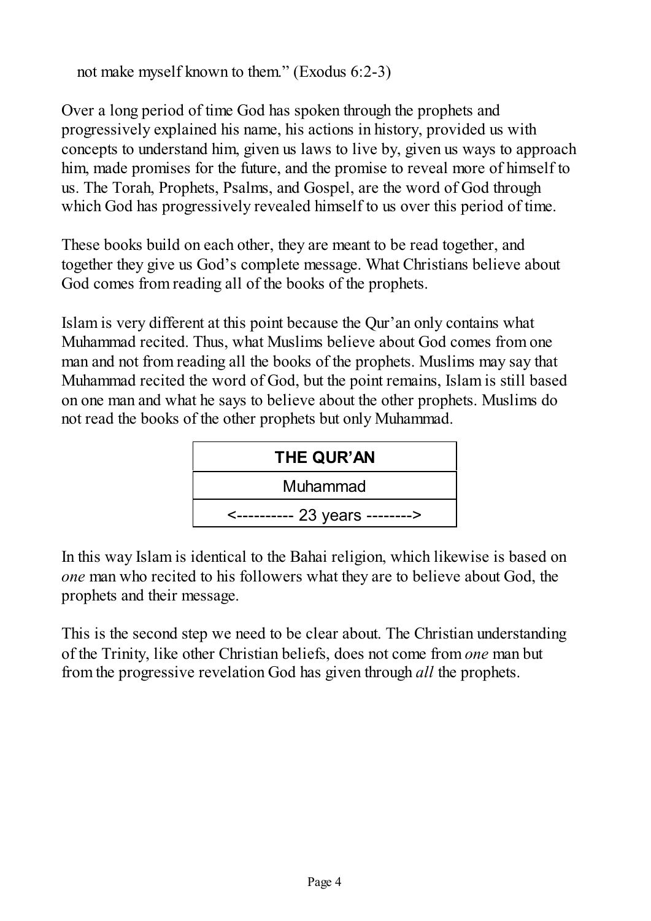not make myself known to them." (Exodus 6:2-3)

Over a long period of time God has spoken through the prophets and progressively explained his name, his actions in history, provided us with concepts to understand him, given us laws to live by, given us ways to approach him, made promises for the future, and the promise to reveal more of himself to us. The Torah, Prophets, Psalms, and Gospel, are the word of God through which God has progressively revealed himself to us over this period of time.

These books build on each other, they are meant to be read together, and together they give us God's complete message. What Christians believe about God comes from reading all of the books of the prophets.

Islam is very different at this point because the Qur'an only contains what Muhammad recited. Thus, what Muslims believe about God comes from one man and not from reading all the books of the prophets. Muslims may say that Muhammad recited the word of God, but the point remains, Islam is still based on one man and what he says to believe about the other prophets. Muslims do not read the books of the other prophets but only Muhammad.

| **THE QUR'AN** |
| --- |
| Muhammad |
| <---------- 23 years --------> |

In this way Islam is identical to the Bahai religion, which likewise is based on *one* man who recited to his followers what they are to believe about God, the prophets and their message.

This is the second step we need to be clear about. The Christian understanding of the Trinity, like other Christian beliefs, does not come from *one* man but from the progressive revelation God has given through *all* the prophets.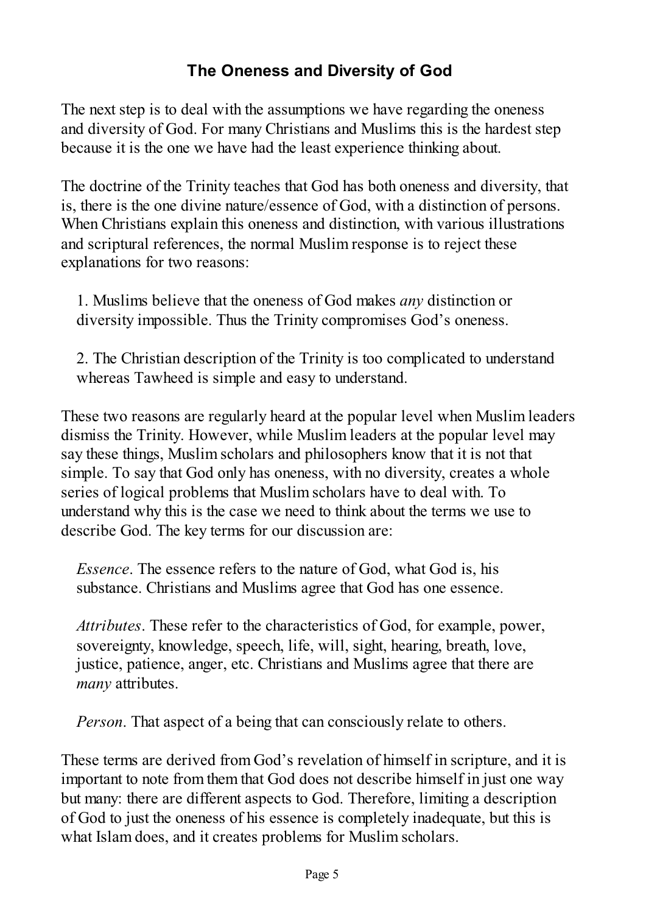## The Oneness and Diversity of God

The next step is to deal with the assumptions we have regarding the oneness and diversity of God. For many Christians and Muslims this is the hardest step because it is the one we have had the least experience thinking about.

The doctrine of the Trinity teaches that God has both oneness and diversity, that is, there is the one divine nature/essence of God, with a distinction of persons. When Christians explain this oneness and distinction, with various illustrations and scriptural references, the normal Muslim response is to reject these explanations for two reasons:

1. Muslims believe that the oneness of God makes *any* distinction or diversity impossible. Thus the Trinity compromises God's oneness.

2. The Christian description of the Trinity is too complicated to understand whereas Tawheed is simple and easy to understand.

These two reasons are regularly heard at the popular level when Muslim leaders dismiss the Trinity. However, while Muslim leaders at the popular level may say these things, Muslim scholars and philosophers know that it is not that simple. To say that God only has oneness, with no diversity, creates a whole series of logical problems that Muslim scholars have to deal with. To understand why this is the case we need to think about the terms we use to describe God. The key terms for our discussion are:

*Essence*. The essence refers to the nature of God, what God is, his substance. Christians and Muslims agree that God has one essence.

*Attributes*. These refer to the characteristics of God, for example, power, sovereignty, knowledge, speech, life, will, sight, hearing, breath, love, justice, patience, anger, etc. Christians and Muslims agree that there are *many* attributes.

*Person*. That aspect of a being that can consciously relate to others.

These terms are derived from God's revelation of himself in scripture, and it is important to note from them that God does not describe himself in just one way but many: there are different aspects to God. Therefore, limiting a description of God to just the oneness of his essence is completely inadequate, but this is what Islam does, and it creates problems for Muslim scholars.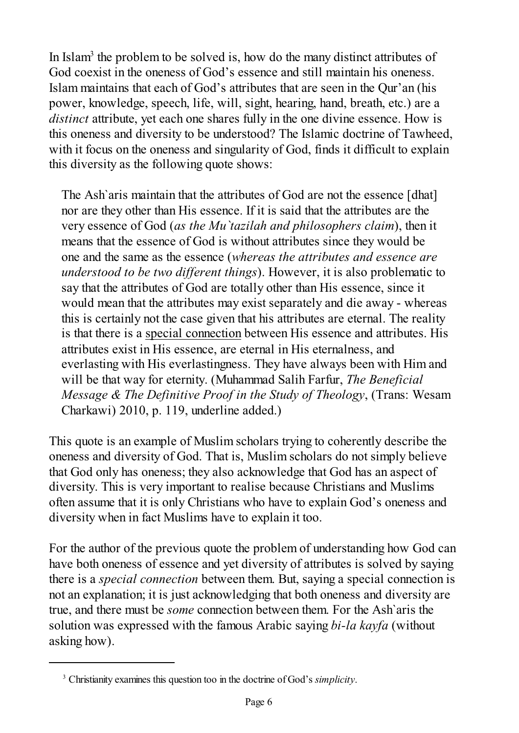In Islam[3] the problem to be solved is, how do the many distinct attributes of God coexist in the oneness of God's essence and still maintain his oneness. Islam maintains that each of God's attributes that are seen in the Qur'an (his power, knowledge, speech, life, will, sight, hearing, hand, breath, etc.) are a *distinct* attribute, yet each one shares fully in the one divine essence. How is this oneness and diversity to be understood? The Islamic doctrine of Tawheed, with it focus on the oneness and singularity of God, finds it difficult to explain this diversity as the following quote shows:

> The Ash`aris maintain that the attributes of God are not the essence [dhat] nor are they other than His essence. If it is said that the attributes are the very essence of God (*as the Mu`tazilah and philosophers claim*), then it means that the essence of God is without attributes since they would be one and the same as the essence (*whereas the attributes and essence are understood to be two different things*). However, it is also problematic to say that the attributes of God are totally other than His essence, since it would mean that the attributes may exist separately and die away - whereas this is certainly not the case given that his attributes are eternal. The reality is that there is a <u>special connection</u> between His essence and attributes. His attributes exist in His essence, are eternal in His eternalness, and everlasting with His everlastingness. They have always been with Him and will be that way for eternity. (Muhammad Salih Farfur, *The Beneficial Message & The Definitive Proof in the Study of Theology*, (Trans: Wesam Charkawi) 2010, p. 119, underline added.)

This quote is an example of Muslim scholars trying to coherently describe the oneness and diversity of God. That is, Muslim scholars do not simply believe that God only has oneness; they also acknowledge that God has an aspect of diversity. This is very important to realise because Christians and Muslims often assume that it is only Christians who have to explain God's oneness and diversity when in fact Muslims have to explain it too.

For the author of the previous quote the problem of understanding how God can have both oneness of essence and yet diversity of attributes is solved by saying there is a *special connection* between them. But, saying a special connection is not an explanation; it is just acknowledging that both oneness and diversity are true, and there must be *some* connection between them. For the Ash`aris the solution was expressed with the famous Arabic saying *bi-la kayfa* (without asking how).

---

[3] Christianity examines this question too in the doctrine of God's *simplicity*.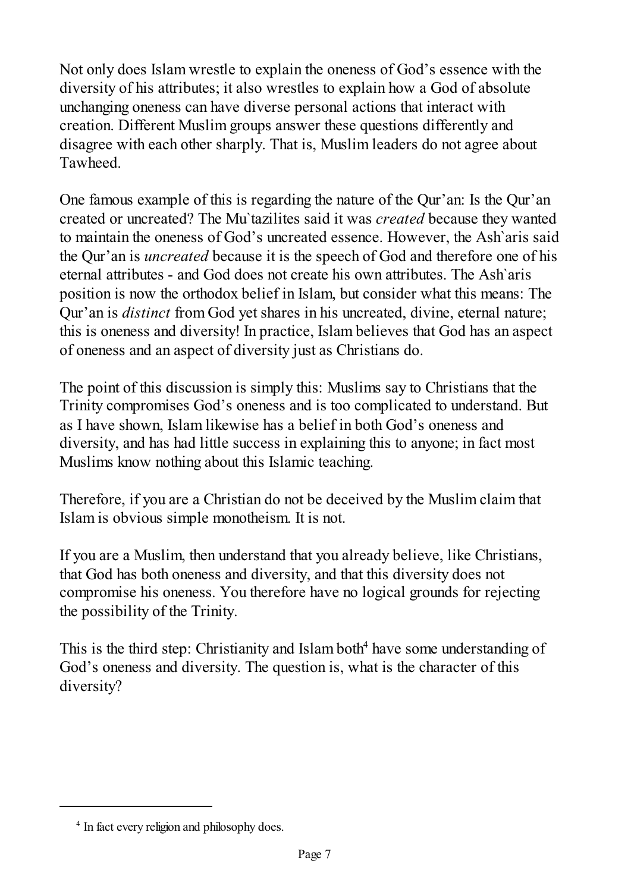Not only does Islam wrestle to explain the oneness of God's essence with the diversity of his attributes; it also wrestles to explain how a God of absolute unchanging oneness can have diverse personal actions that interact with creation. Different Muslim groups answer these questions differently and disagree with each other sharply. That is, Muslim leaders do not agree about Tawheed.

One famous example of this is regarding the nature of the Qur'an: Is the Qur'an created or uncreated? The Mu`tazilites said it was *created* because they wanted to maintain the oneness of God's uncreated essence. However, the Ash`aris said the Qur'an is *uncreated* because it is the speech of God and therefore one of his eternal attributes - and God does not create his own attributes. The Ash`aris position is now the orthodox belief in Islam, but consider what this means: The Qur'an is *distinct* from God yet shares in his uncreated, divine, eternal nature; this is oneness and diversity! In practice, Islam believes that God has an aspect of oneness and an aspect of diversity just as Christians do.

The point of this discussion is simply this: Muslims say to Christians that the Trinity compromises God's oneness and is too complicated to understand. But as I have shown, Islam likewise has a belief in both God's oneness and diversity, and has had little success in explaining this to anyone; in fact most Muslims know nothing about this Islamic teaching.

Therefore, if you are a Christian do not be deceived by the Muslim claim that Islam is obvious simple monotheism. It is not.

If you are a Muslim, then understand that you already believe, like Christians, that God has both oneness and diversity, and that this diversity does not compromise his oneness. You therefore have no logical grounds for rejecting the possibility of the Trinity.

This is the third step: Christianity and Islam both[4] have some understanding of God's oneness and diversity. The question is, what is the character of this diversity?

---

[4] In fact every religion and philosophy does.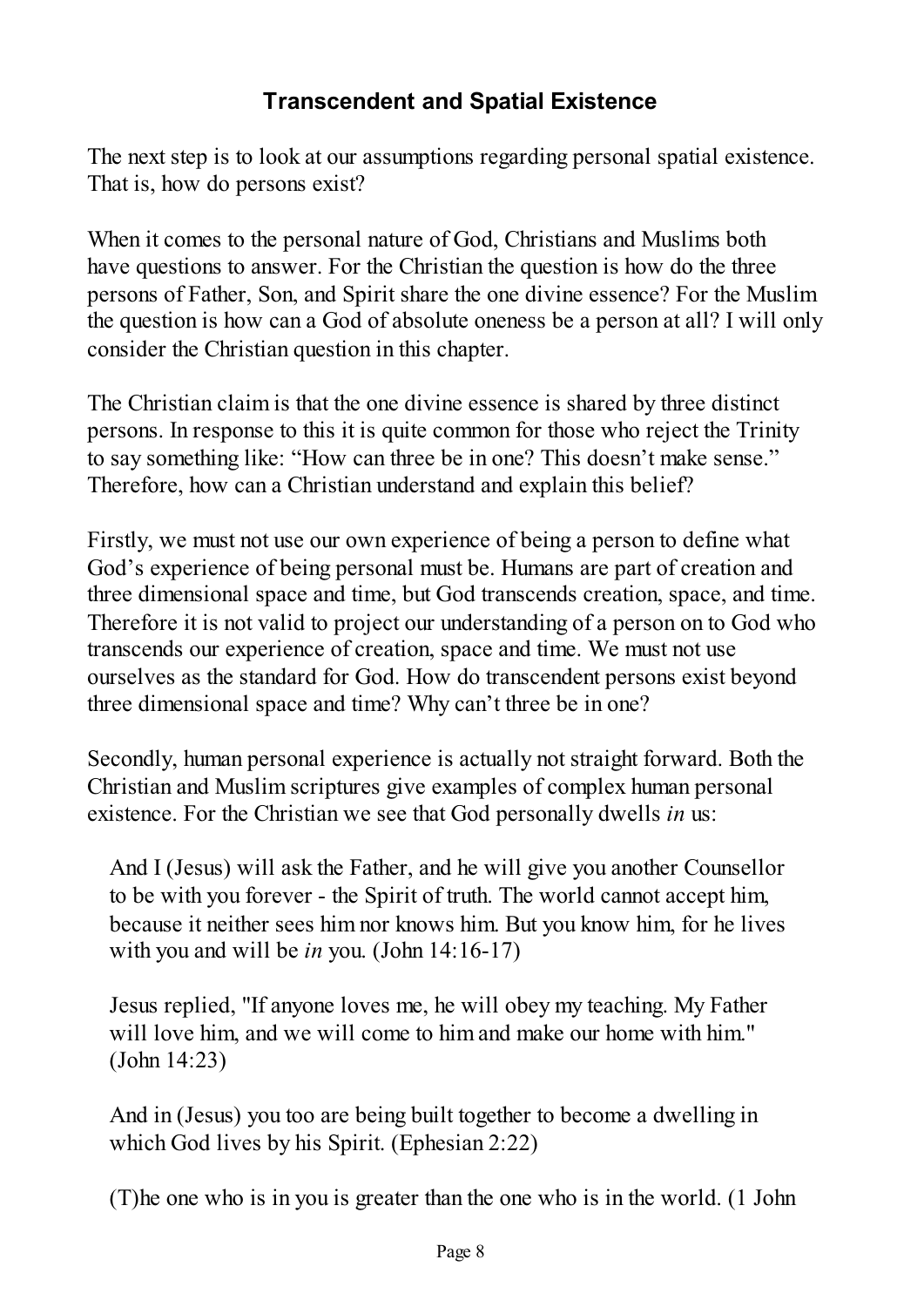## Transcendent and Spatial Existence

The next step is to look at our assumptions regarding personal spatial existence. That is, how do persons exist?

When it comes to the personal nature of God, Christians and Muslims both have questions to answer. For the Christian the question is how do the three persons of Father, Son, and Spirit share the one divine essence? For the Muslim the question is how can a God of absolute oneness be a person at all? I will only consider the Christian question in this chapter.

The Christian claim is that the one divine essence is shared by three distinct persons. In response to this it is quite common for those who reject the Trinity to say something like: "How can three be in one? This doesn't make sense." Therefore, how can a Christian understand and explain this belief?

Firstly, we must not use our own experience of being a person to define what God's experience of being personal must be. Humans are part of creation and three dimensional space and time, but God transcends creation, space, and time. Therefore it is not valid to project our understanding of a person on to God who transcends our experience of creation, space and time. We must not use ourselves as the standard for God. How do transcendent persons exist beyond three dimensional space and time? Why can't three be in one?

Secondly, human personal experience is actually not straight forward. Both the Christian and Muslim scriptures give examples of complex human personal existence. For the Christian we see that God personally dwells *in* us:

> And I (Jesus) will ask the Father, and he will give you another Counsellor to be with you forever - the Spirit of truth. The world cannot accept him, because it neither sees him nor knows him. But you know him, for he lives with you and will be *in* you. (John 14:16-17)

> Jesus replied, "If anyone loves me, he will obey my teaching. My Father will love him, and we will come to him and make our home with him." (John 14:23)

> And in (Jesus) you too are being built together to become a dwelling in which God lives by his Spirit. (Ephesian 2:22)

> (T)he one who is in you is greater than the one who is in the world. (1 John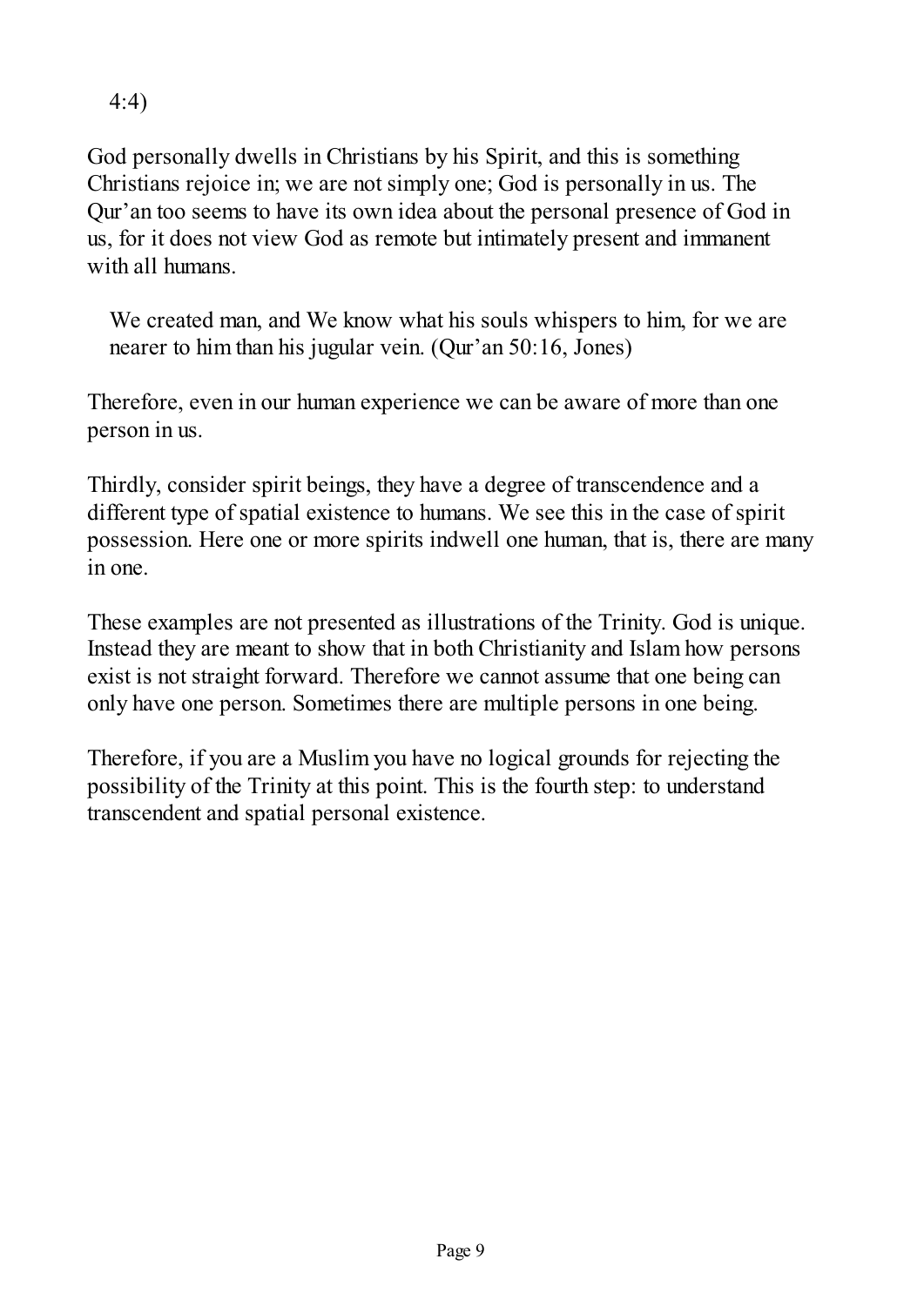4:4)

God personally dwells in Christians by his Spirit, and this is something Christians rejoice in; we are not simply one; God is personally in us. The Qur'an too seems to have its own idea about the personal presence of God in us, for it does not view God as remote but intimately present and immanent with all humans.

> We created man, and We know what his souls whispers to him, for we are nearer to him than his jugular vein. (Qur'an 50:16, Jones)

Therefore, even in our human experience we can be aware of more than one person in us.

Thirdly, consider spirit beings, they have a degree of transcendence and a different type of spatial existence to humans. We see this in the case of spirit possession. Here one or more spirits indwell one human, that is, there are many in one.

These examples are not presented as illustrations of the Trinity. God is unique. Instead they are meant to show that in both Christianity and Islam how persons exist is not straight forward. Therefore we cannot assume that one being can only have one person. Sometimes there are multiple persons in one being.

Therefore, if you are a Muslim you have no logical grounds for rejecting the possibility of the Trinity at this point. This is the fourth step: to understand transcendent and spatial personal existence.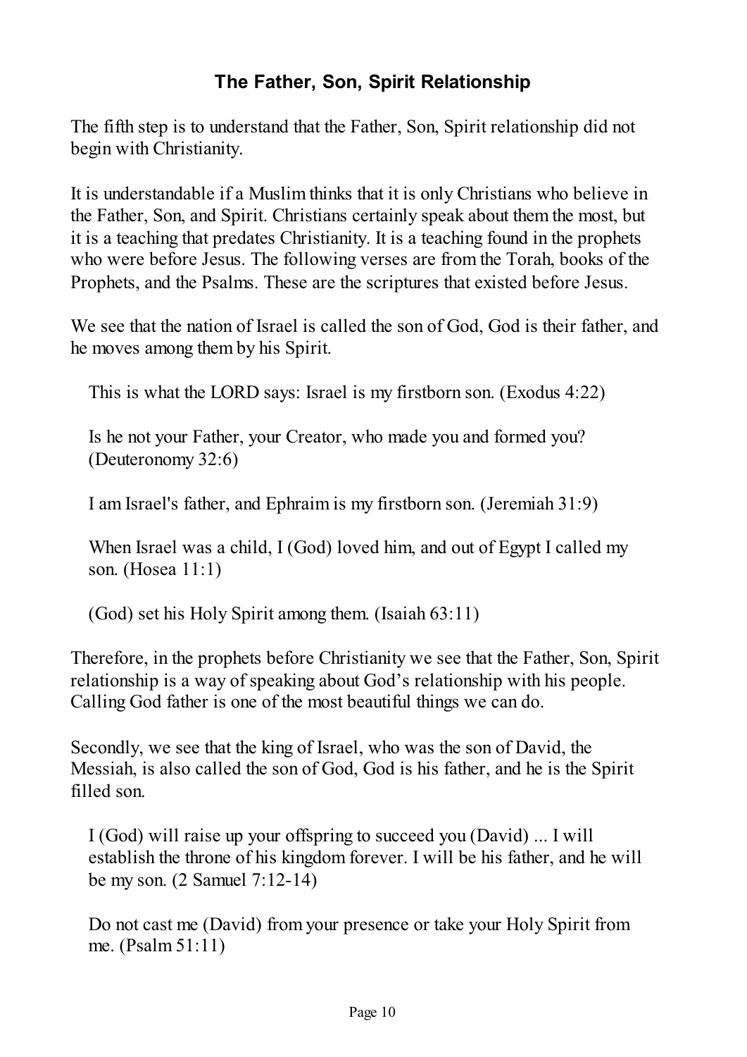## The Father, Son, Spirit Relationship

The fifth step is to understand that the Father, Son, Spirit relationship did not begin with Christianity.

It is understandable if a Muslim thinks that it is only Christians who believe in the Father, Son, and Spirit. Christians certainly speak about them the most, but it is a teaching that predates Christianity. It is a teaching found in the prophets who were before Jesus. The following verses are from the Torah, books of the Prophets, and the Psalms. These are the scriptures that existed before Jesus.

We see that the nation of Israel is called the son of God, God is their father, and he moves among them by his Spirit.

> This is what the LORD says: Israel is my firstborn son. (Exodus 4:22)
>
> Is he not your Father, your Creator, who made you and formed you? (Deuteronomy 32:6)
>
> I am Israel's father, and Ephraim is my firstborn son. (Jeremiah 31:9)
>
> When Israel was a child, I (God) loved him, and out of Egypt I called my son. (Hosea 11:1)
>
> (God) set his Holy Spirit among them. (Isaiah 63:11)

Therefore, in the prophets before Christianity we see that the Father, Son, Spirit relationship is a way of speaking about God's relationship with his people. Calling God father is one of the most beautiful things we can do.

Secondly, we see that the king of Israel, who was the son of David, the Messiah, is also called the son of God, God is his father, and he is the Spirit filled son.

> I (God) will raise up your offspring to succeed you (David) ... I will establish the throne of his kingdom forever. I will be his father, and he will be my son. (2 Samuel 7:12-14)
>
> Do not cast me (David) from your presence or take your Holy Spirit from me. (Psalm 51:11)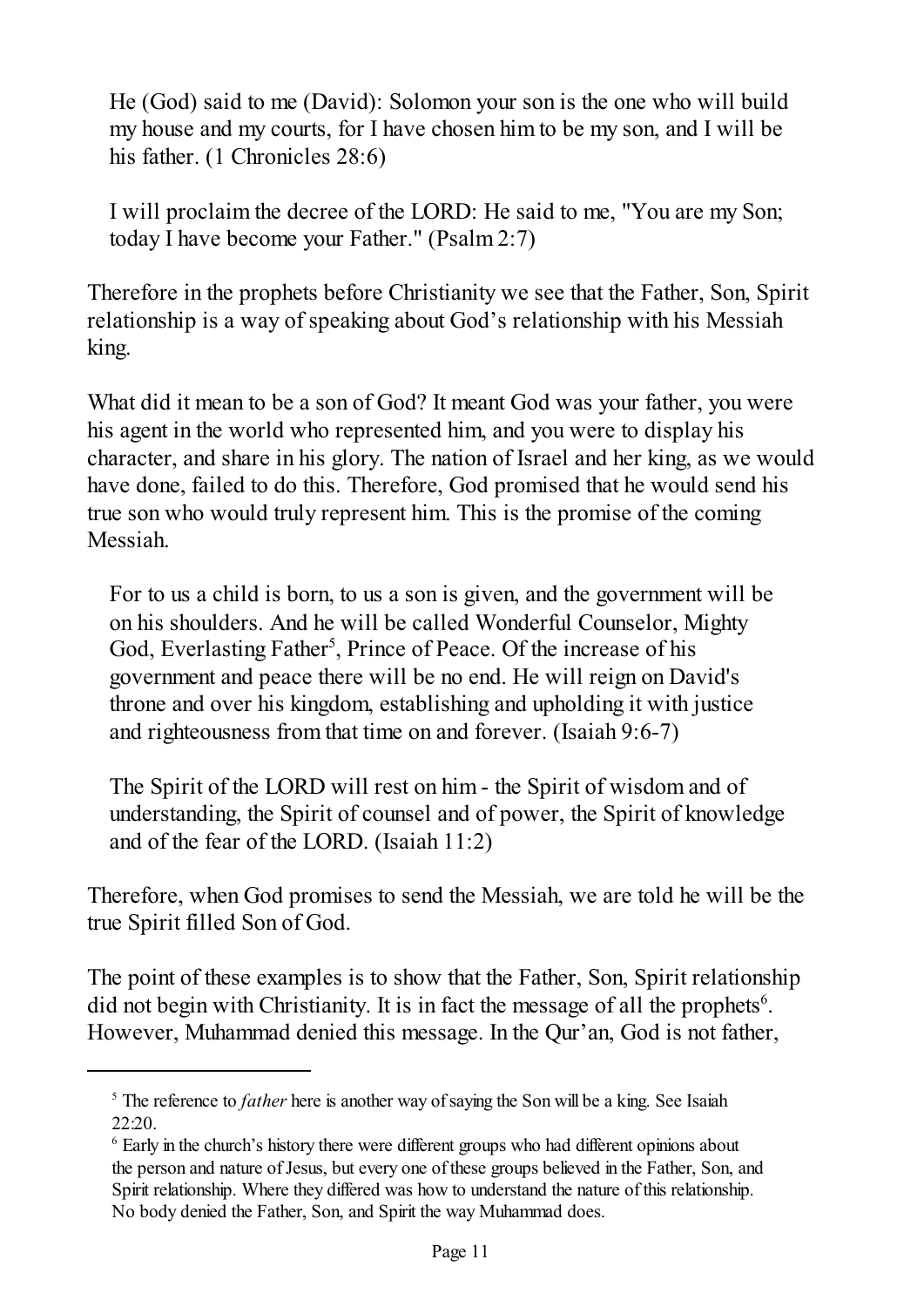> He (God) said to me (David): Solomon your son is the one who will build my house and my courts, for I have chosen him to be my son, and I will be his father. (1 Chronicles 28:6)

> I will proclaim the decree of the LORD: He said to me, "You are my Son; today I have become your Father." (Psalm 2:7)

Therefore in the prophets before Christianity we see that the Father, Son, Spirit relationship is a way of speaking about God's relationship with his Messiah king.

What did it mean to be a son of God? It meant God was your father, you were his agent in the world who represented him, and you were to display his character, and share in his glory. The nation of Israel and her king, as we would have done, failed to do this. Therefore, God promised that he would send his true son who would truly represent him. This is the promise of the coming Messiah.

> For to us a child is born, to us a son is given, and the government will be on his shoulders. And he will be called Wonderful Counselor, Mighty God, Everlasting Father[5], Prince of Peace. Of the increase of his government and peace there will be no end. He will reign on David's throne and over his kingdom, establishing and upholding it with justice and righteousness from that time on and forever. (Isaiah 9:6-7)

> The Spirit of the LORD will rest on him - the Spirit of wisdom and of understanding, the Spirit of counsel and of power, the Spirit of knowledge and of the fear of the LORD. (Isaiah 11:2)

Therefore, when God promises to send the Messiah, we are told he will be the true Spirit filled Son of God.

The point of these examples is to show that the Father, Son, Spirit relationship did not begin with Christianity. It is in fact the message of all the prophets[6]. However, Muhammad denied this message. In the Qur'an, God is not father,

---

[5] The reference to *father* here is another way of saying the Son will be a king. See Isaiah 22:20.

[6] Early in the church's history there were different groups who had different opinions about the person and nature of Jesus, but every one of these groups believed in the Father, Son, and Spirit relationship. Where they differed was how to understand the nature of this relationship. No body denied the Father, Son, and Spirit the way Muhammad does.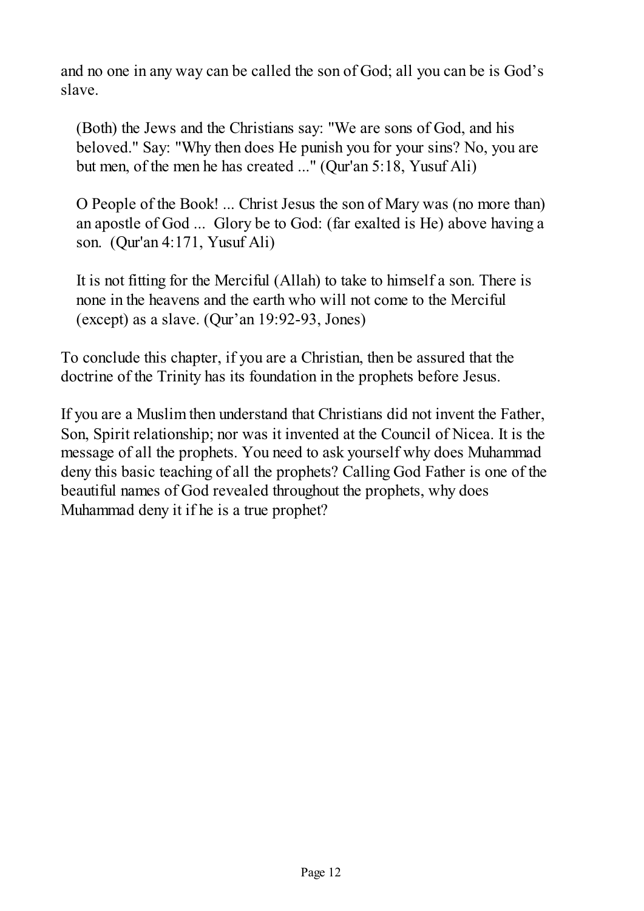and no one in any way can be called the son of God; all you can be is God's slave.

> (Both) the Jews and the Christians say: "We are sons of God, and his beloved." Say: "Why then does He punish you for your sins? No, you are but men, of the men he has created ..." (Qur'an 5:18, Yusuf Ali)

> O People of the Book! ... Christ Jesus the son of Mary was (no more than) an apostle of God ... Glory be to God: (far exalted is He) above having a son. (Qur'an 4:171, Yusuf Ali)

> It is not fitting for the Merciful (Allah) to take to himself a son. There is none in the heavens and the earth who will not come to the Merciful (except) as a slave. (Qur'an 19:92-93, Jones)

To conclude this chapter, if you are a Christian, then be assured that the doctrine of the Trinity has its foundation in the prophets before Jesus.

If you are a Muslim then understand that Christians did not invent the Father, Son, Spirit relationship; nor was it invented at the Council of Nicea. It is the message of all the prophets. You need to ask yourself why does Muhammad deny this basic teaching of all the prophets? Calling God Father is one of the beautiful names of God revealed throughout the prophets, why does Muhammad deny it if he is a true prophet?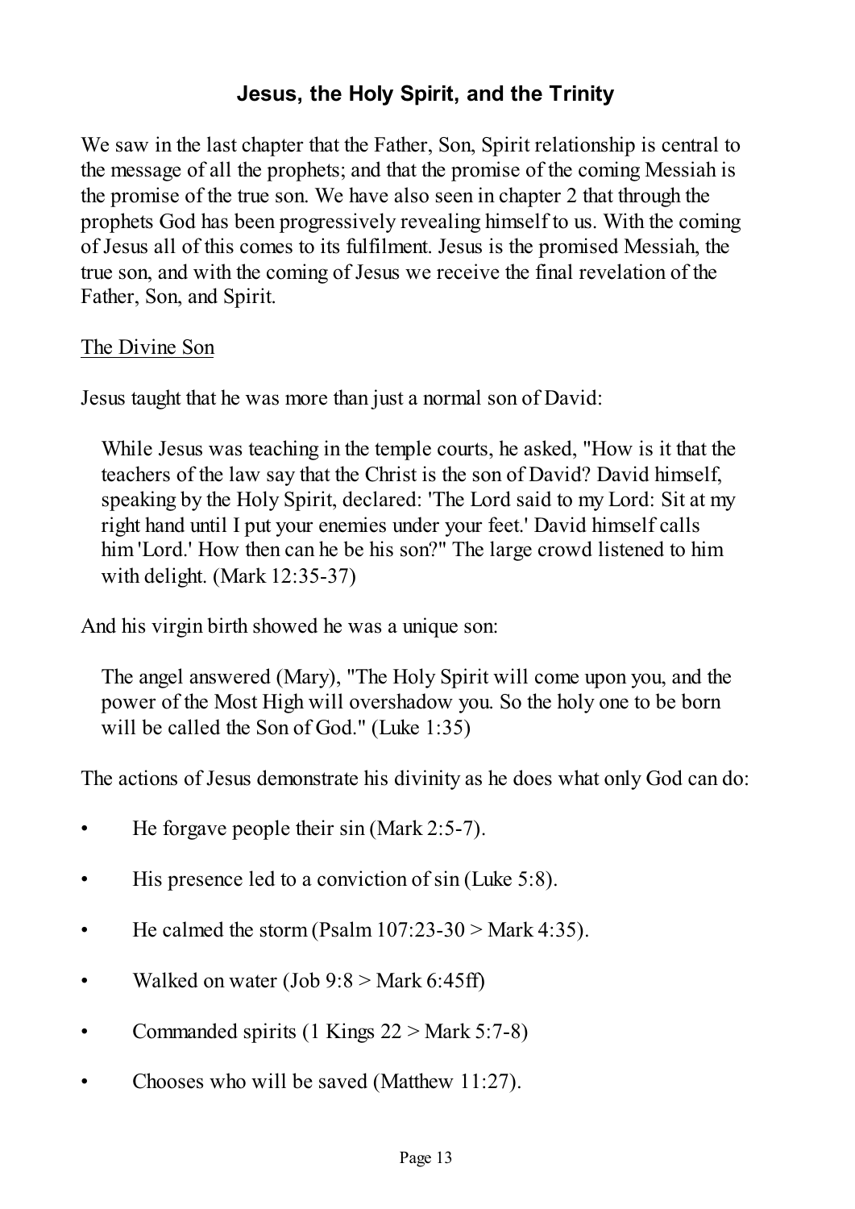## Jesus, the Holy Spirit, and the Trinity

We saw in the last chapter that the Father, Son, Spirit relationship is central to the message of all the prophets; and that the promise of the coming Messiah is the promise of the true son. We have also seen in chapter 2 that through the prophets God has been progressively revealing himself to us. With the coming of Jesus all of this comes to its fulfilment. Jesus is the promised Messiah, the true son, and with the coming of Jesus we receive the final revelation of the Father, Son, and Spirit.

### The Divine Son

Jesus taught that he was more than just a normal son of David:

> While Jesus was teaching in the temple courts, he asked, "How is it that the teachers of the law say that the Christ is the son of David? David himself, speaking by the Holy Spirit, declared: 'The Lord said to my Lord: Sit at my right hand until I put your enemies under your feet.' David himself calls him 'Lord.' How then can he be his son?" The large crowd listened to him with delight. (Mark 12:35-37)

And his virgin birth showed he was a unique son:

> The angel answered (Mary), "The Holy Spirit will come upon you, and the power of the Most High will overshadow you. So the holy one to be born will be called the Son of God." (Luke 1:35)

The actions of Jesus demonstrate his divinity as he does what only God can do:

- He forgave people their sin (Mark 2:5-7).
- His presence led to a conviction of sin (Luke 5:8).
- He calmed the storm (Psalm 107:23-30 > Mark 4:35).
- Walked on water (Job 9:8 > Mark 6:45ff)
- Commanded spirits (1 Kings 22 > Mark 5:7-8)
- Chooses who will be saved (Matthew 11:27).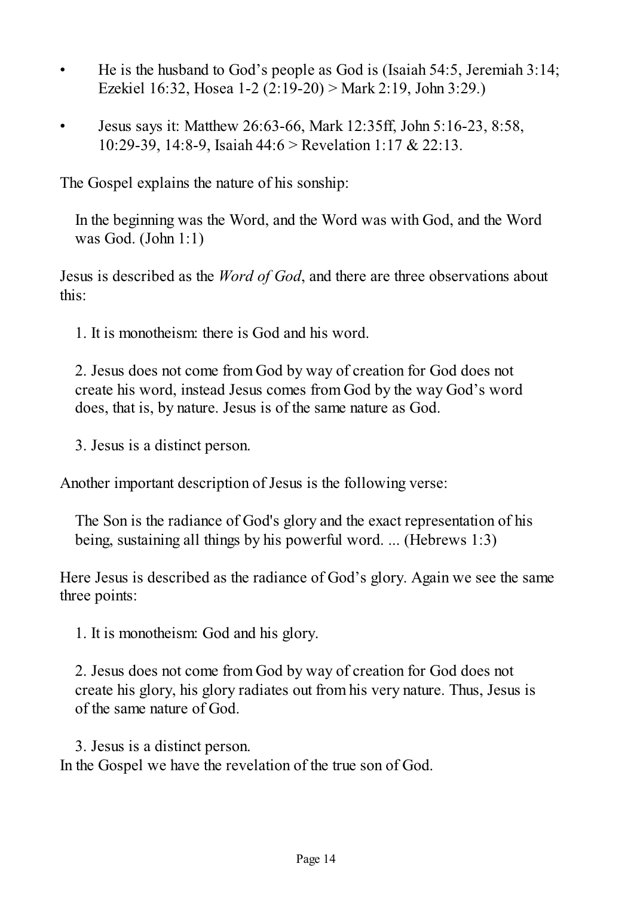- He is the husband to God's people as God is (Isaiah 54:5, Jeremiah 3:14; Ezekiel 16:32, Hosea 1-2 (2:19-20) > Mark 2:19, John 3:29.)

- Jesus says it: Matthew 26:63-66, Mark 12:35ff, John 5:16-23, 8:58, 10:29-39, 14:8-9, Isaiah 44:6 > Revelation 1:17 & 22:13.

The Gospel explains the nature of his sonship:

> In the beginning was the Word, and the Word was with God, and the Word was God. (John 1:1)

Jesus is described as the *Word of God*, and there are three observations about this:

1. It is monotheism: there is God and his word.

2. Jesus does not come from God by way of creation for God does not create his word, instead Jesus comes from God by the way God's word does, that is, by nature. Jesus is of the same nature as God.

3. Jesus is a distinct person.

Another important description of Jesus is the following verse:

> The Son is the radiance of God's glory and the exact representation of his being, sustaining all things by his powerful word. ... (Hebrews 1:3)

Here Jesus is described as the radiance of God's glory. Again we see the same three points:

1. It is monotheism: God and his glory.

2. Jesus does not come from God by way of creation for God does not create his glory, his glory radiates out from his very nature. Thus, Jesus is of the same nature of God.

3. Jesus is a distinct person.

In the Gospel we have the revelation of the true son of God.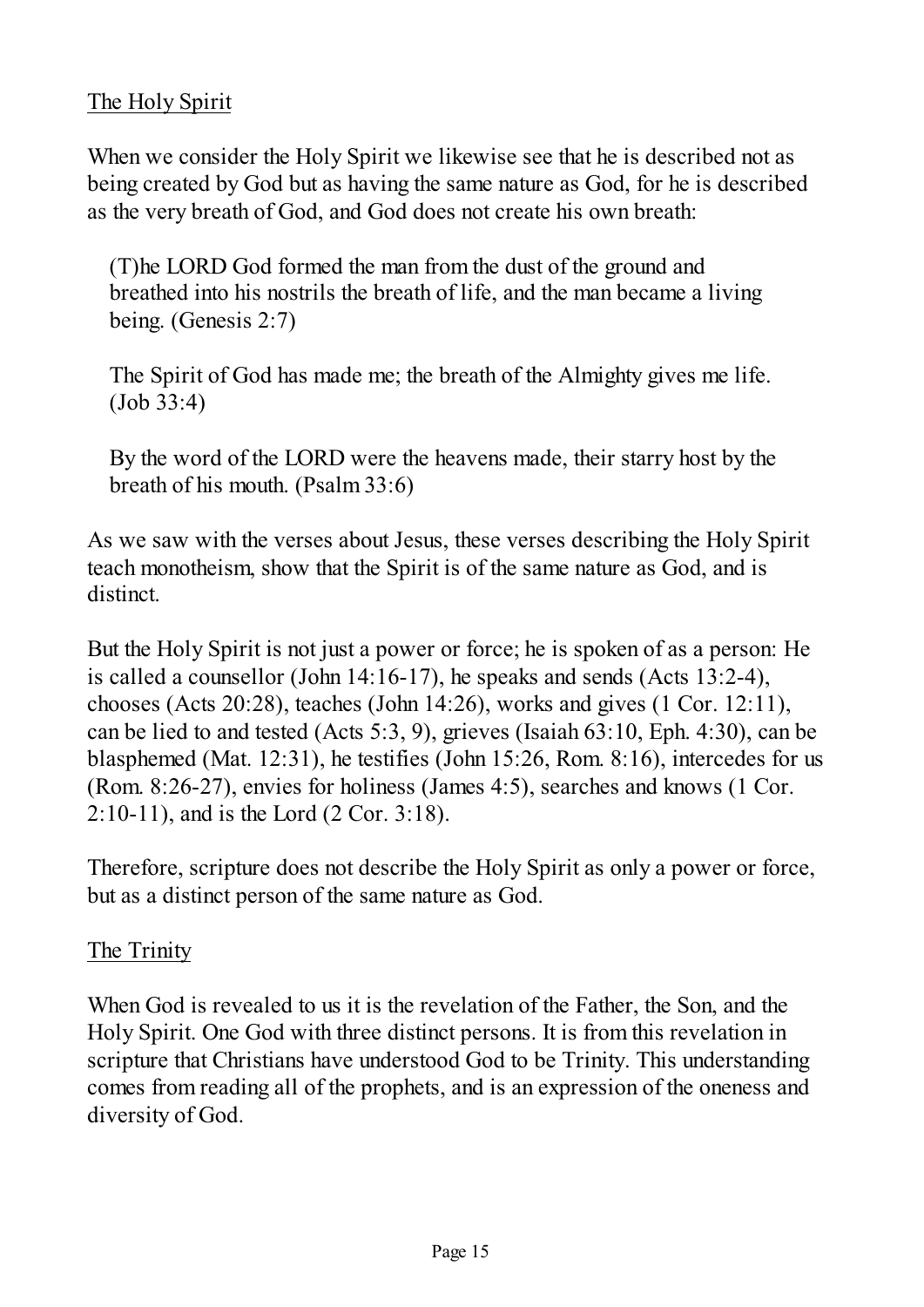## The Holy Spirit

When we consider the Holy Spirit we likewise see that he is described not as being created by God but as having the same nature as God, for he is described as the very breath of God, and God does not create his own breath:

> (T)he LORD God formed the man from the dust of the ground and breathed into his nostrils the breath of life, and the man became a living being. (Genesis 2:7)
>
> The Spirit of God has made me; the breath of the Almighty gives me life. (Job 33:4)
>
> By the word of the LORD were the heavens made, their starry host by the breath of his mouth. (Psalm 33:6)

As we saw with the verses about Jesus, these verses describing the Holy Spirit teach monotheism, show that the Spirit is of the same nature as God, and is distinct.

But the Holy Spirit is not just a power or force; he is spoken of as a person: He is called a counsellor (John 14:16-17), he speaks and sends (Acts 13:2-4), chooses (Acts 20:28), teaches (John 14:26), works and gives (1 Cor. 12:11), can be lied to and tested (Acts 5:3, 9), grieves (Isaiah 63:10, Eph. 4:30), can be blasphemed (Mat. 12:31), he testifies (John 15:26, Rom. 8:16), intercedes for us (Rom. 8:26-27), envies for holiness (James 4:5), searches and knows (1 Cor. 2:10-11), and is the Lord (2 Cor. 3:18).

Therefore, scripture does not describe the Holy Spirit as only a power or force, but as a distinct person of the same nature as God.

## The Trinity

When God is revealed to us it is the revelation of the Father, the Son, and the Holy Spirit. One God with three distinct persons. It is from this revelation in scripture that Christians have understood God to be Trinity. This understanding comes from reading all of the prophets, and is an expression of the oneness and diversity of God.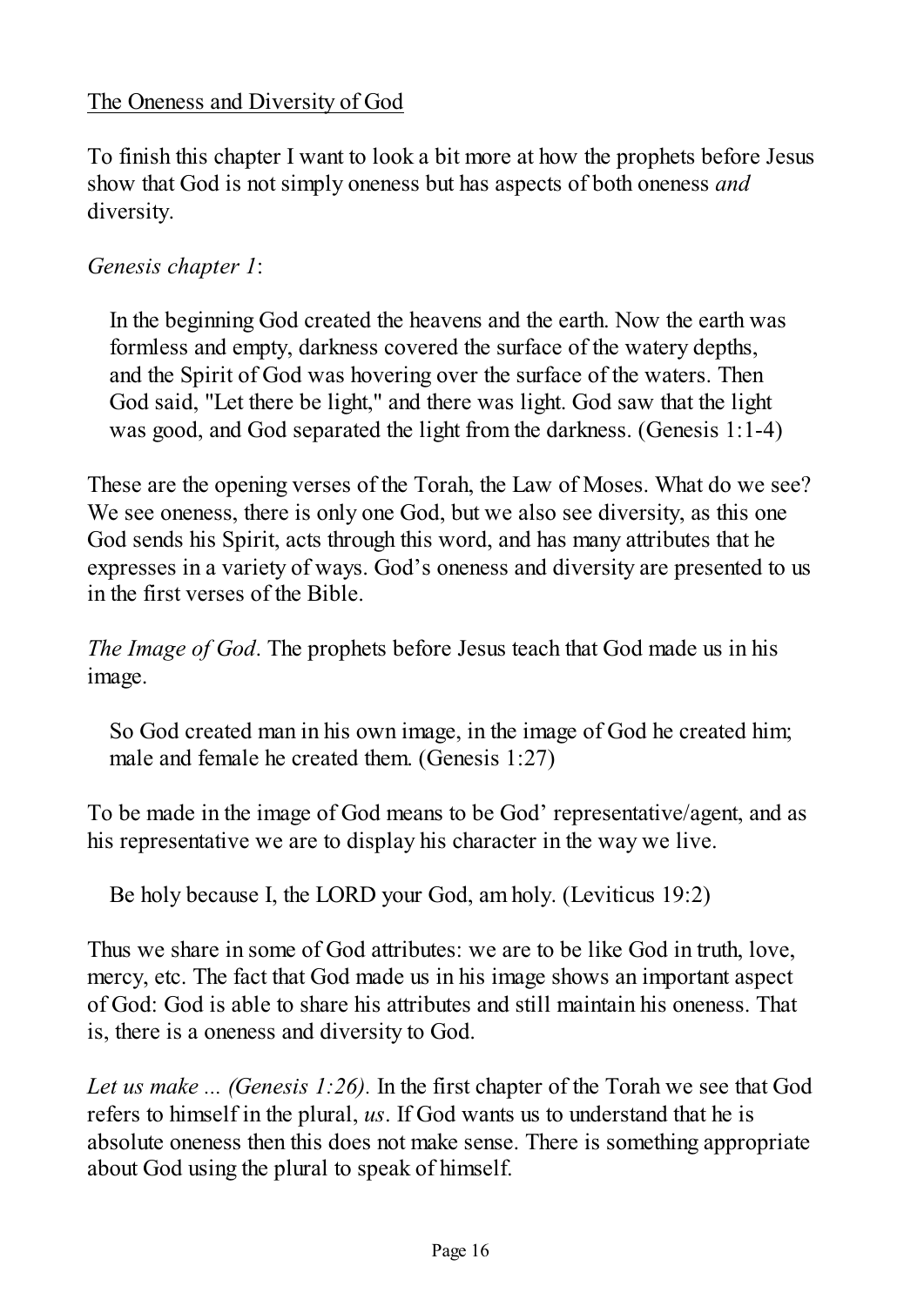The Oneness and Diversity of God

To finish this chapter I want to look a bit more at how the prophets before Jesus show that God is not simply oneness but has aspects of both oneness *and* diversity.

*Genesis chapter 1*:

> In the beginning God created the heavens and the earth. Now the earth was formless and empty, darkness covered the surface of the watery depths, and the Spirit of God was hovering over the surface of the waters. Then God said, "Let there be light," and there was light. God saw that the light was good, and God separated the light from the darkness. (Genesis 1:1-4)

These are the opening verses of the Torah, the Law of Moses. What do we see? We see oneness, there is only one God, but we also see diversity, as this one God sends his Spirit, acts through this word, and has many attributes that he expresses in a variety of ways. God's oneness and diversity are presented to us in the first verses of the Bible.

*The Image of God*. The prophets before Jesus teach that God made us in his image.

> So God created man in his own image, in the image of God he created him; male and female he created them. (Genesis 1:27)

To be made in the image of God means to be God' representative/agent, and as his representative we are to display his character in the way we live.

> Be holy because I, the LORD your God, am holy. (Leviticus 19:2)

Thus we share in some of God attributes: we are to be like God in truth, love, mercy, etc. The fact that God made us in his image shows an important aspect of God: God is able to share his attributes and still maintain his oneness. That is, there is a oneness and diversity to God.

*Let us make ... (Genesis 1:26).* In the first chapter of the Torah we see that God refers to himself in the plural, *us*. If God wants us to understand that he is absolute oneness then this does not make sense. There is something appropriate about God using the plural to speak of himself.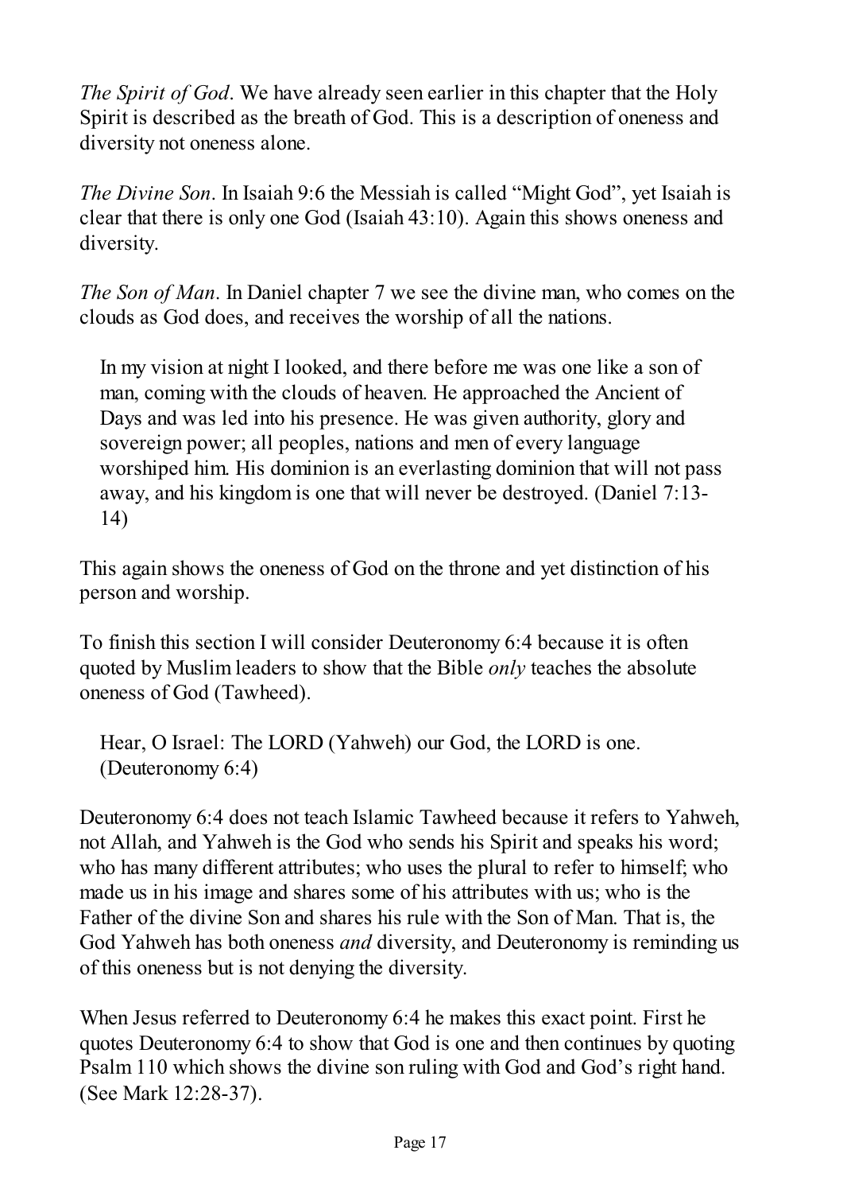*The Spirit of God*. We have already seen earlier in this chapter that the Holy Spirit is described as the breath of God. This is a description of oneness and diversity not oneness alone.

*The Divine Son*. In Isaiah 9:6 the Messiah is called "Might God", yet Isaiah is clear that there is only one God (Isaiah 43:10). Again this shows oneness and diversity.

*The Son of Man*. In Daniel chapter 7 we see the divine man, who comes on the clouds as God does, and receives the worship of all the nations.

> In my vision at night I looked, and there before me was one like a son of man, coming with the clouds of heaven. He approached the Ancient of Days and was led into his presence. He was given authority, glory and sovereign power; all peoples, nations and men of every language worshiped him. His dominion is an everlasting dominion that will not pass away, and his kingdom is one that will never be destroyed. (Daniel 7:13-14)

This again shows the oneness of God on the throne and yet distinction of his person and worship.

To finish this section I will consider Deuteronomy 6:4 because it is often quoted by Muslim leaders to show that the Bible *only* teaches the absolute oneness of God (Tawheed).

> Hear, O Israel: The LORD (Yahweh) our God, the LORD is one. (Deuteronomy 6:4)

Deuteronomy 6:4 does not teach Islamic Tawheed because it refers to Yahweh, not Allah, and Yahweh is the God who sends his Spirit and speaks his word; who has many different attributes; who uses the plural to refer to himself; who made us in his image and shares some of his attributes with us; who is the Father of the divine Son and shares his rule with the Son of Man. That is, the God Yahweh has both oneness *and* diversity, and Deuteronomy is reminding us of this oneness but is not denying the diversity.

When Jesus referred to Deuteronomy 6:4 he makes this exact point. First he quotes Deuteronomy 6:4 to show that God is one and then continues by quoting Psalm 110 which shows the divine son ruling with God and God's right hand. (See Mark 12:28-37).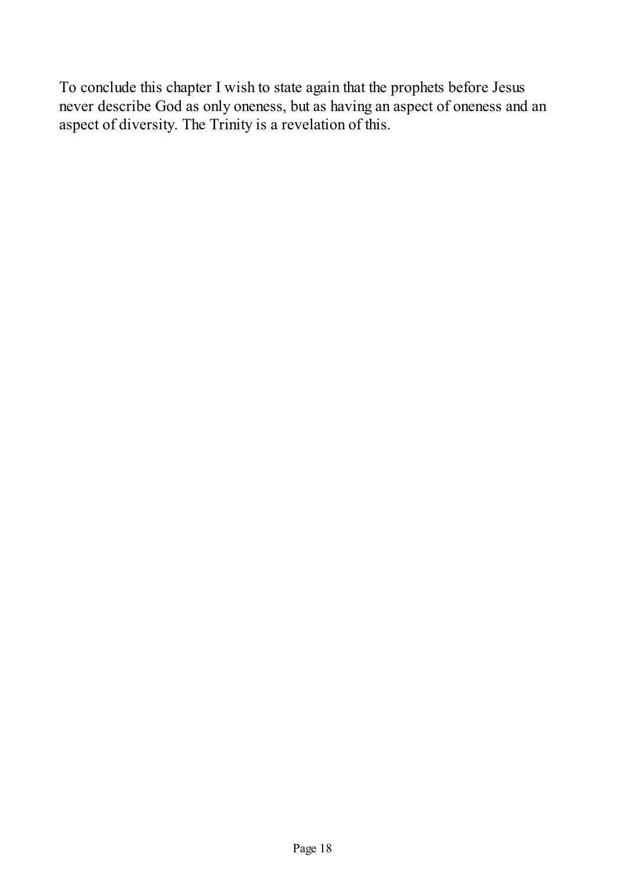To conclude this chapter I wish to state again that the prophets before Jesus never describe God as only oneness, but as having an aspect of oneness and an aspect of diversity. The Trinity is a revelation of this.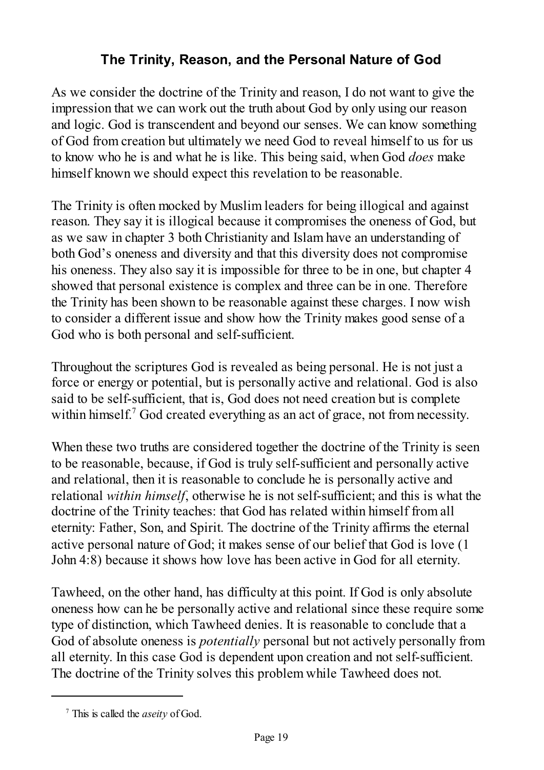## The Trinity, Reason, and the Personal Nature of God

As we consider the doctrine of the Trinity and reason, I do not want to give the impression that we can work out the truth about God by only using our reason and logic. God is transcendent and beyond our senses. We can know something of God from creation but ultimately we need God to reveal himself to us for us to know who he is and what he is like. This being said, when God *does* make himself known we should expect this revelation to be reasonable.

The Trinity is often mocked by Muslim leaders for being illogical and against reason. They say it is illogical because it compromises the oneness of God, but as we saw in chapter 3 both Christianity and Islam have an understanding of both God's oneness and diversity and that this diversity does not compromise his oneness. They also say it is impossible for three to be in one, but chapter 4 showed that personal existence is complex and three can be in one. Therefore the Trinity has been shown to be reasonable against these charges. I now wish to consider a different issue and show how the Trinity makes good sense of a God who is both personal and self-sufficient.

Throughout the scriptures God is revealed as being personal. He is not just a force or energy or potential, but is personally active and relational. God is also said to be self-sufficient, that is, God does not need creation but is complete within himself.[7] God created everything as an act of grace, not from necessity.

When these two truths are considered together the doctrine of the Trinity is seen to be reasonable, because, if God is truly self-sufficient and personally active and relational, then it is reasonable to conclude he is personally active and relational *within himself*, otherwise he is not self-sufficient; and this is what the doctrine of the Trinity teaches: that God has related within himself from all eternity: Father, Son, and Spirit. The doctrine of the Trinity affirms the eternal active personal nature of God; it makes sense of our belief that God is love (1 John 4:8) because it shows how love has been active in God for all eternity.

Tawheed, on the other hand, has difficulty at this point. If God is only absolute oneness how can he be personally active and relational since these require some type of distinction, which Tawheed denies. It is reasonable to conclude that a God of absolute oneness is *potentially* personal but not actively personally from all eternity. In this case God is dependent upon creation and not self-sufficient. The doctrine of the Trinity solves this problem while Tawheed does not.

---

[7] This is called the *aseity* of God.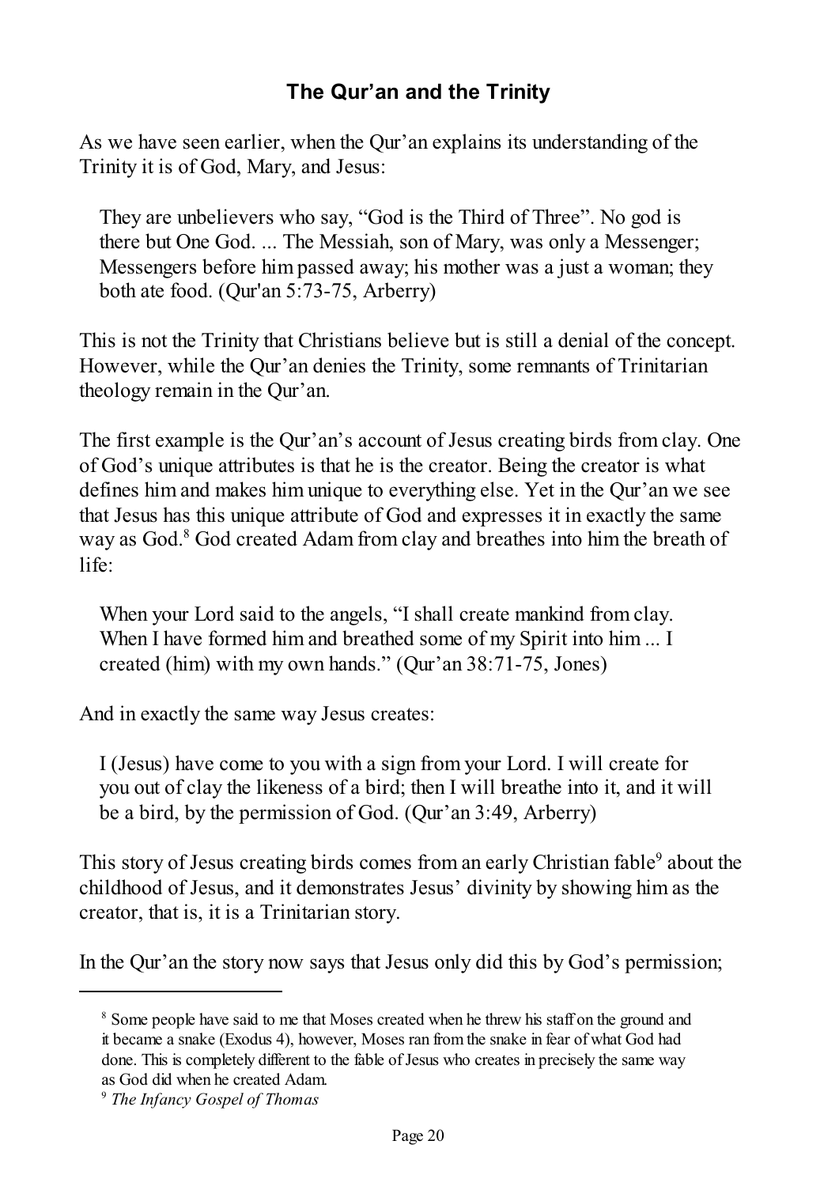## The Qur'an and the Trinity

As we have seen earlier, when the Qur'an explains its understanding of the Trinity it is of God, Mary, and Jesus:

> They are unbelievers who say, "God is the Third of Three". No god is there but One God. ... The Messiah, son of Mary, was only a Messenger; Messengers before him passed away; his mother was a just a woman; they both ate food. (Qur'an 5:73-75, Arberry)

This is not the Trinity that Christians believe but is still a denial of the concept. However, while the Qur'an denies the Trinity, some remnants of Trinitarian theology remain in the Qur'an.

The first example is the Qur'an's account of Jesus creating birds from clay. One of God's unique attributes is that he is the creator. Being the creator is what defines him and makes him unique to everything else. Yet in the Qur'an we see that Jesus has this unique attribute of God and expresses it in exactly the same way as God.[8] God created Adam from clay and breathes into him the breath of life:

> When your Lord said to the angels, "I shall create mankind from clay. When I have formed him and breathed some of my Spirit into him ... I created (him) with my own hands." (Qur'an 38:71-75, Jones)

And in exactly the same way Jesus creates:

> I (Jesus) have come to you with a sign from your Lord. I will create for you out of clay the likeness of a bird; then I will breathe into it, and it will be a bird, by the permission of God. (Qur'an 3:49, Arberry)

This story of Jesus creating birds comes from an early Christian fable[9] about the childhood of Jesus, and it demonstrates Jesus' divinity by showing him as the creator, that is, it is a Trinitarian story.

In the Qur'an the story now says that Jesus only did this by God's permission;

---

[8] Some people have said to me that Moses created when he threw his staff on the ground and it became a snake (Exodus 4), however, Moses ran from the snake in fear of what God had done. This is completely different to the fable of Jesus who creates in precisely the same way as God did when he created Adam.

[9] *The Infancy Gospel of Thomas*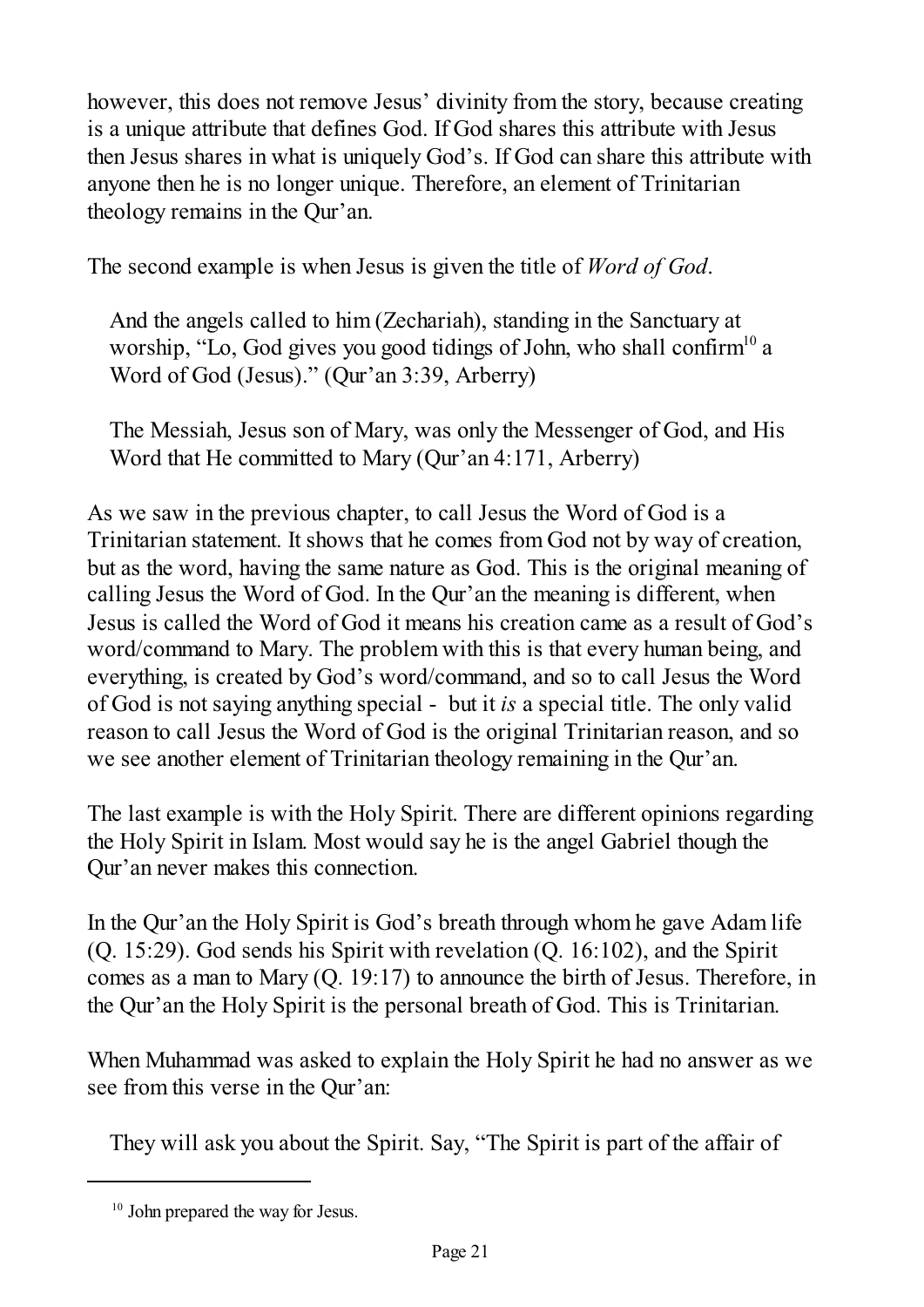however, this does not remove Jesus' divinity from the story, because creating is a unique attribute that defines God. If God shares this attribute with Jesus then Jesus shares in what is uniquely God's. If God can share this attribute with anyone then he is no longer unique. Therefore, an element of Trinitarian theology remains in the Qur'an.

The second example is when Jesus is given the title of *Word of God*.

> And the angels called to him (Zechariah), standing in the Sanctuary at worship, "Lo, God gives you good tidings of John, who shall confirm[10] a Word of God (Jesus)." (Qur'an 3:39, Arberry)

> The Messiah, Jesus son of Mary, was only the Messenger of God, and His Word that He committed to Mary (Qur'an 4:171, Arberry)

As we saw in the previous chapter, to call Jesus the Word of God is a Trinitarian statement. It shows that he comes from God not by way of creation, but as the word, having the same nature as God. This is the original meaning of calling Jesus the Word of God. In the Qur'an the meaning is different, when Jesus is called the Word of God it means his creation came as a result of God's word/command to Mary. The problem with this is that every human being, and everything, is created by God's word/command, and so to call Jesus the Word of God is not saying anything special - but it *is* a special title. The only valid reason to call Jesus the Word of God is the original Trinitarian reason, and so we see another element of Trinitarian theology remaining in the Qur'an.

The last example is with the Holy Spirit. There are different opinions regarding the Holy Spirit in Islam. Most would say he is the angel Gabriel though the Qur'an never makes this connection.

In the Qur'an the Holy Spirit is God's breath through whom he gave Adam life (Q. 15:29). God sends his Spirit with revelation (Q. 16:102), and the Spirit comes as a man to Mary (Q. 19:17) to announce the birth of Jesus. Therefore, in the Qur'an the Holy Spirit is the personal breath of God. This is Trinitarian.

When Muhammad was asked to explain the Holy Spirit he had no answer as we see from this verse in the Qur'an:

> They will ask you about the Spirit. Say, "The Spirit is part of the affair of

[10] John prepared the way for Jesus.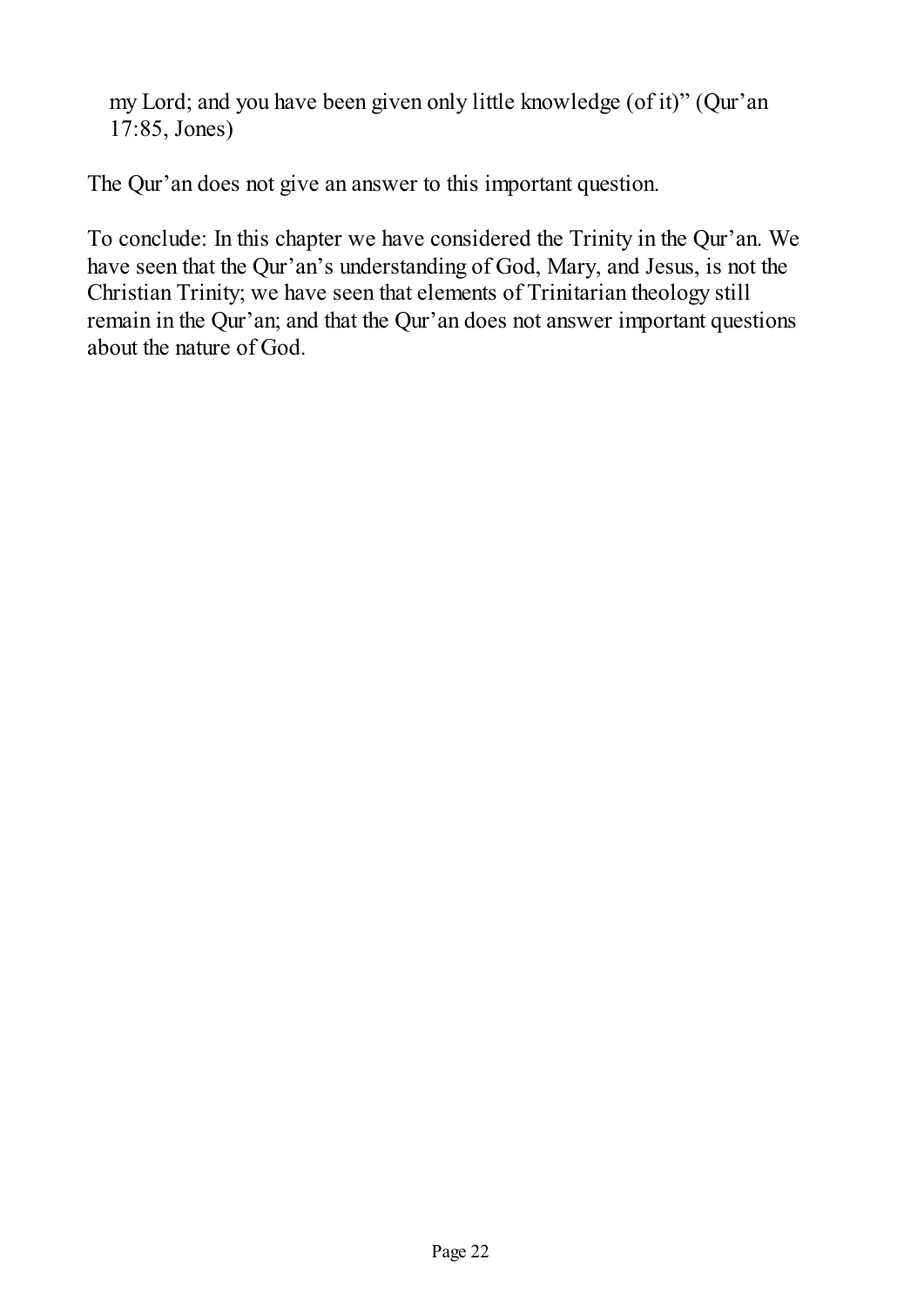> my Lord; and you have been given only little knowledge (of it)" (Qur'an 17:85, Jones)

The Qur'an does not give an answer to this important question.

To conclude: In this chapter we have considered the Trinity in the Qur'an. We have seen that the Qur'an's understanding of God, Mary, and Jesus, is not the Christian Trinity; we have seen that elements of Trinitarian theology still remain in the Qur'an; and that the Qur'an does not answer important questions about the nature of God.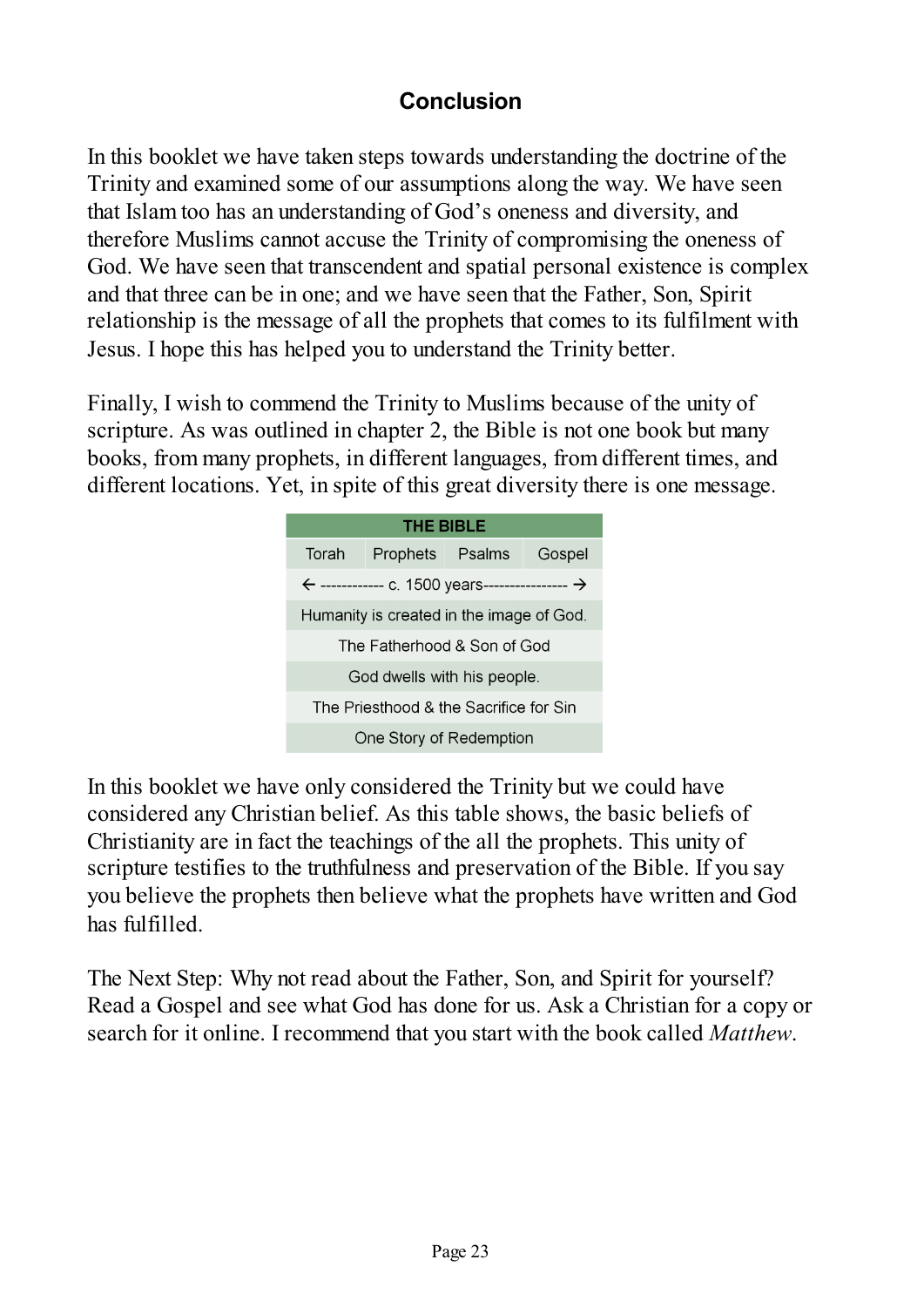## Conclusion

In this booklet we have taken steps towards understanding the doctrine of the Trinity and examined some of our assumptions along the way. We have seen that Islam too has an understanding of God's oneness and diversity, and therefore Muslims cannot accuse the Trinity of compromising the oneness of God. We have seen that transcendent and spatial personal existence is complex and that three can be in one; and we have seen that the Father, Son, Spirit relationship is the message of all the prophets that comes to its fulfilment with Jesus. I hope this has helped you to understand the Trinity better.

Finally, I wish to commend the Trinity to Muslims because of the unity of scripture. As was outlined in chapter 2, the Bible is not one book but many books, from many prophets, in different languages, from different times, and different locations. Yet, in spite of this great diversity there is one message.

| THE BIBLE | | | |
|---|---|---|---|
| Torah | Prophets | Psalms | Gospel |
| ← ------------ c. 1500 years---------------- → | | | |
| Humanity is created in the image of God. | | | |
| The Fatherhood & Son of God | | | |
| God dwells with his people. | | | |
| The Priesthood & the Sacrifice for Sin | | | |
| One Story of Redemption | | | |

In this booklet we have only considered the Trinity but we could have considered any Christian belief. As this table shows, the basic beliefs of Christianity are in fact the teachings of the all the prophets. This unity of scripture testifies to the truthfulness and preservation of the Bible. If you say you believe the prophets then believe what the prophets have written and God has fulfilled.

The Next Step: Why not read about the Father, Son, and Spirit for yourself? Read a Gospel and see what God has done for us. Ask a Christian for a copy or search for it online. I recommend that you start with the book called *Matthew*.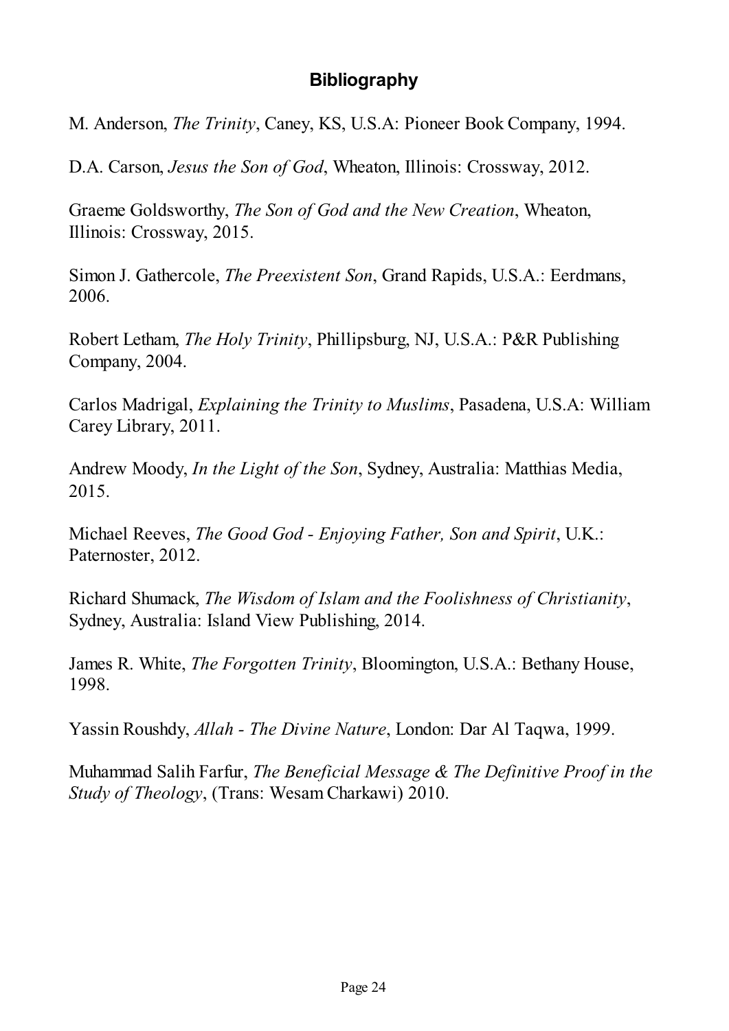## Bibliography

M. Anderson, *The Trinity*, Caney, KS, U.S.A: Pioneer Book Company, 1994.

D.A. Carson, *Jesus the Son of God*, Wheaton, Illinois: Crossway, 2012.

Graeme Goldsworthy, *The Son of God and the New Creation*, Wheaton, Illinois: Crossway, 2015.

Simon J. Gathercole, *The Preexistent Son*, Grand Rapids, U.S.A.: Eerdmans, 2006.

Robert Letham, *The Holy Trinity*, Phillipsburg, NJ, U.S.A.: P&R Publishing Company, 2004.

Carlos Madrigal, *Explaining the Trinity to Muslims*, Pasadena, U.S.A: William Carey Library, 2011.

Andrew Moody, *In the Light of the Son*, Sydney, Australia: Matthias Media, 2015.

Michael Reeves, *The Good God - Enjoying Father, Son and Spirit*, U.K.: Paternoster, 2012.

Richard Shumack, *The Wisdom of Islam and the Foolishness of Christianity*, Sydney, Australia: Island View Publishing, 2014.

James R. White, *The Forgotten Trinity*, Bloomington, U.S.A.: Bethany House, 1998.

Yassin Roushdy, *Allah - The Divine Nature*, London: Dar Al Taqwa, 1999.

Muhammad Salih Farfur, *The Beneficial Message & The Definitive Proof in the Study of Theology*, (Trans: Wesam Charkawi) 2010.